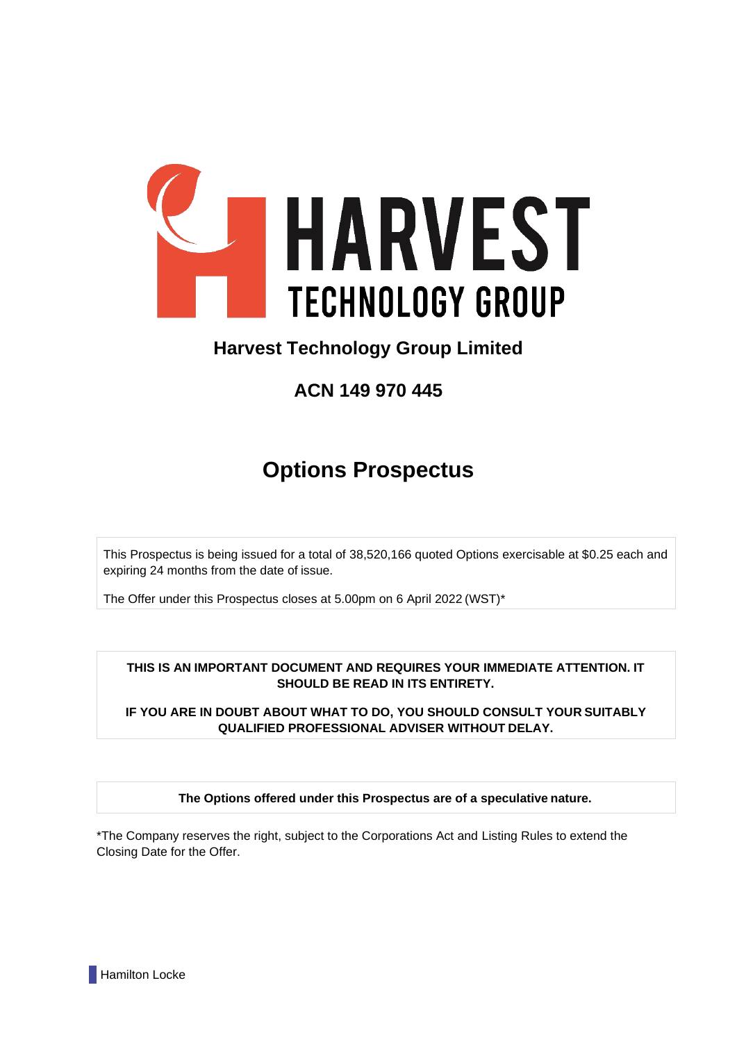HARVEST TECHNOLOGY GROUP

# Harvest Technology Group Limited

## ACN 149 970 445

# Options Prospectus

This Prospectus is being issued for a total of 38,520,166 quoted Options exercisable at $0.25 each and expiring 24 months from the date of issue.

The Offer under this Prospectus closes at 5.00pm on 6 April 2022 (WST)*

**THIS IS AN IMPORTANT DOCUMENT AND REQUIRES YOUR IMMEDIATE ATTENTION. IT SHOULD BE READ IN ITS ENTIRETY.**

**IF YOU ARE IN DOUBT ABOUT WHAT TO DO, YOU SHOULD CONSULT YOUR SUITABLY QUALIFIED PROFESSIONAL ADVISER WITHOUT DELAY.**

**The Options offered under this Prospectus are of a speculative nature.**

*The Company reserves the right, subject to the Corporations Act and Listing Rules to extend the Closing Date for the Offer.

Hamilton Locke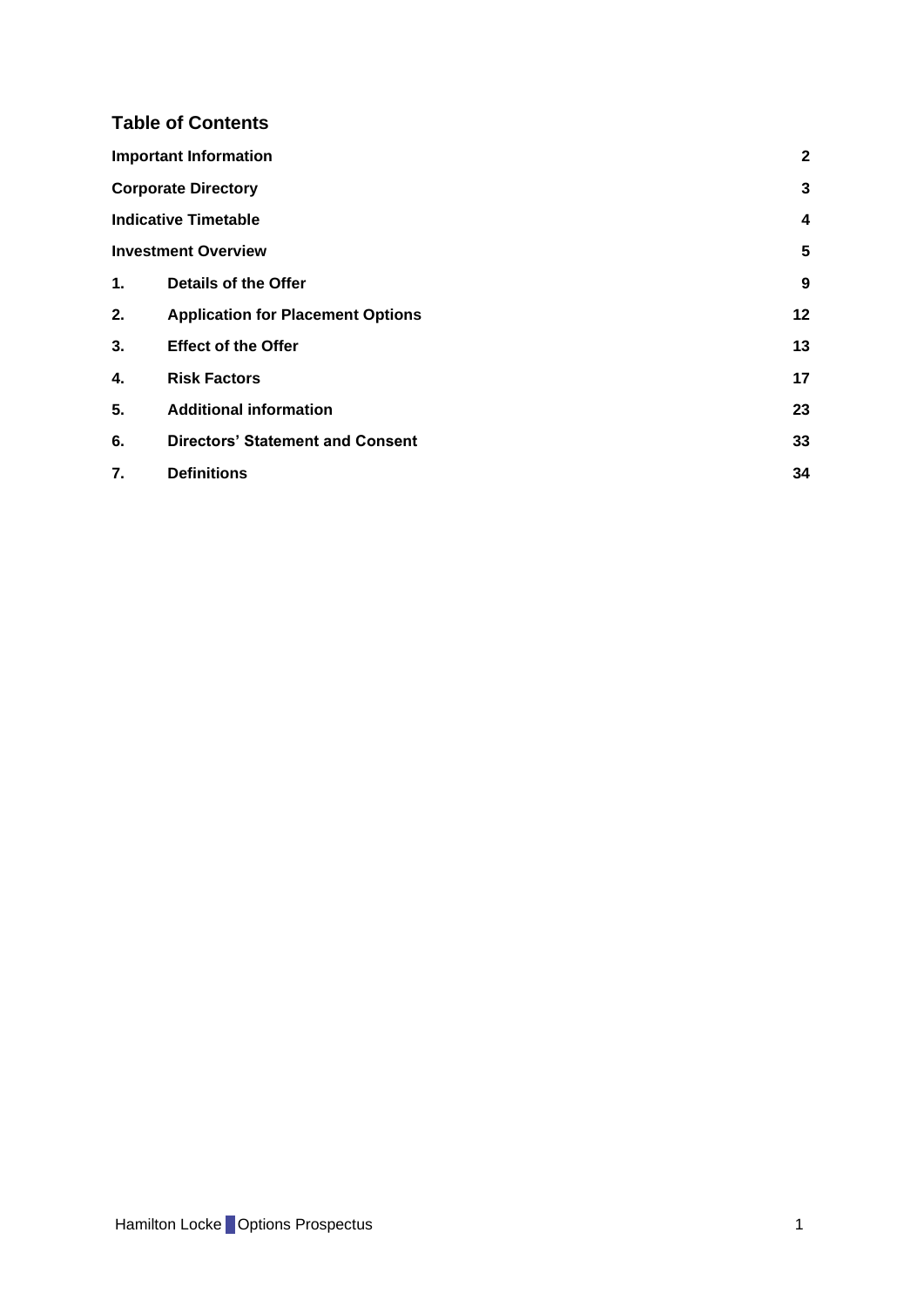## Table of Contents

| | | |
|---|---|---|
| **Important Information** | | **2** |
| **Corporate Directory** | | **3** |
| **Indicative Timetable** | | **4** |
| **Investment Overview** | | **5** |
| **1.** | **Details of the Offer** | **9** |
| **2.** | **Application for Placement Options** | **12** |
| **3.** | **Effect of the Offer** | **13** |
| **4.** | **Risk Factors** | **17** |
| **5.** | **Additional information** | **23** |
| **6.** | **Directors' Statement and Consent** | **33** |
| **7.** | **Definitions** | **34** |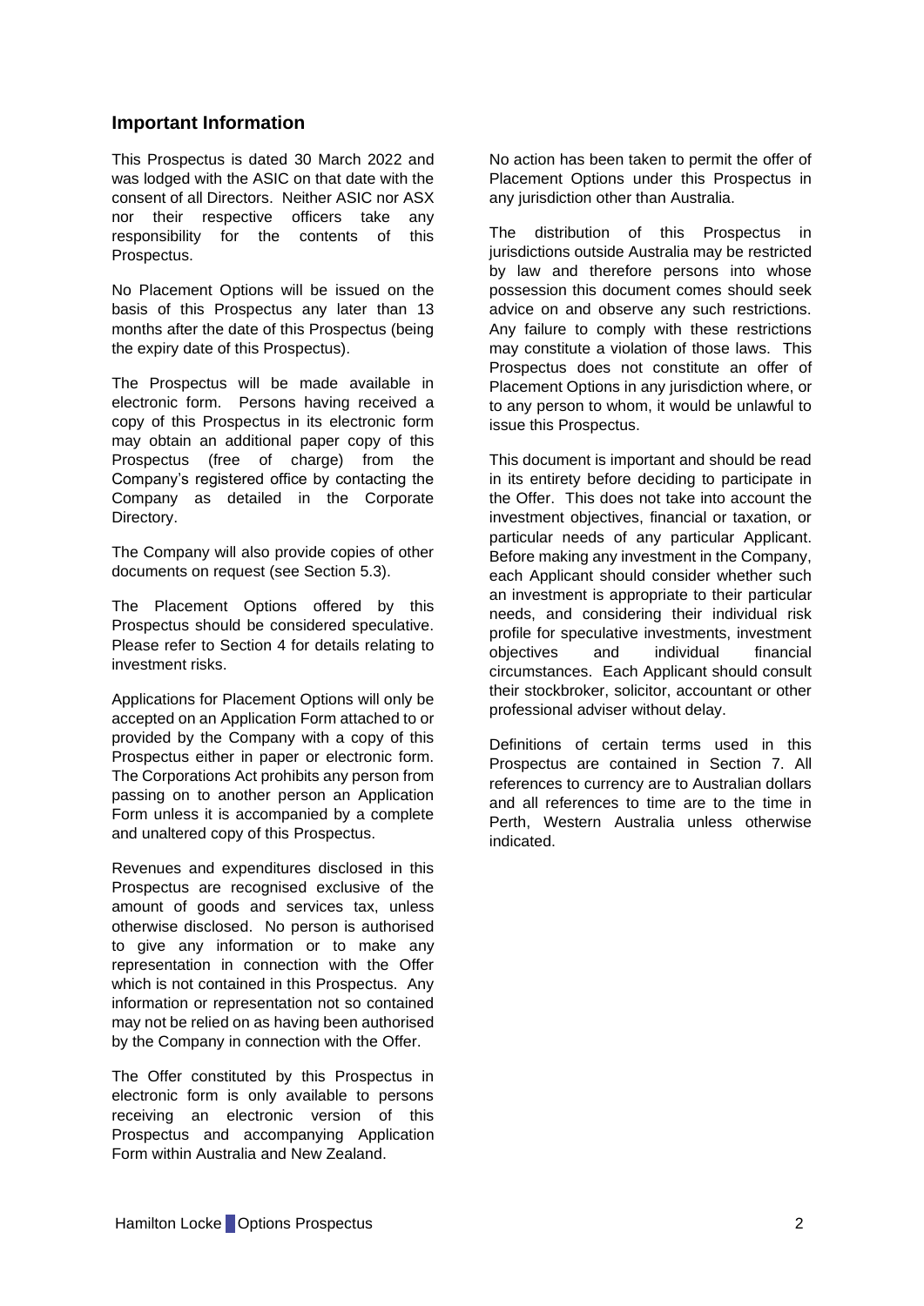## Important Information

This Prospectus is dated 30 March 2022 and was lodged with the ASIC on that date with the consent of all Directors. Neither ASIC nor ASX nor their respective officers take any responsibility for the contents of this Prospectus.

No Placement Options will be issued on the basis of this Prospectus any later than 13 months after the date of this Prospectus (being the expiry date of this Prospectus).

The Prospectus will be made available in electronic form. Persons having received a copy of this Prospectus in its electronic form may obtain an additional paper copy of this Prospectus (free of charge) from the Company's registered office by contacting the Company as detailed in the Corporate Directory.

The Company will also provide copies of other documents on request (see Section 5.3).

The Placement Options offered by this Prospectus should be considered speculative. Please refer to Section 4 for details relating to investment risks.

Applications for Placement Options will only be accepted on an Application Form attached to or provided by the Company with a copy of this Prospectus either in paper or electronic form. The Corporations Act prohibits any person from passing on to another person an Application Form unless it is accompanied by a complete and unaltered copy of this Prospectus.

Revenues and expenditures disclosed in this Prospectus are recognised exclusive of the amount of goods and services tax, unless otherwise disclosed. No person is authorised to give any information or to make any representation in connection with the Offer which is not contained in this Prospectus. Any information or representation not so contained may not be relied on as having been authorised by the Company in connection with the Offer.

The Offer constituted by this Prospectus in electronic form is only available to persons receiving an electronic version of this Prospectus and accompanying Application Form within Australia and New Zealand.

No action has been taken to permit the offer of Placement Options under this Prospectus in any jurisdiction other than Australia.

The distribution of this Prospectus in jurisdictions outside Australia may be restricted by law and therefore persons into whose possession this document comes should seek advice on and observe any such restrictions. Any failure to comply with these restrictions may constitute a violation of those laws. This Prospectus does not constitute an offer of Placement Options in any jurisdiction where, or to any person to whom, it would be unlawful to issue this Prospectus.

This document is important and should be read in its entirety before deciding to participate in the Offer. This does not take into account the investment objectives, financial or taxation, or particular needs of any particular Applicant. Before making any investment in the Company, each Applicant should consider whether such an investment is appropriate to their particular needs, and considering their individual risk profile for speculative investments, investment objectives and individual financial circumstances. Each Applicant should consult their stockbroker, solicitor, accountant or other professional adviser without delay.

Definitions of certain terms used in this Prospectus are contained in Section 7. All references to currency are to Australian dollars and all references to time are to the time in Perth, Western Australia unless otherwise indicated.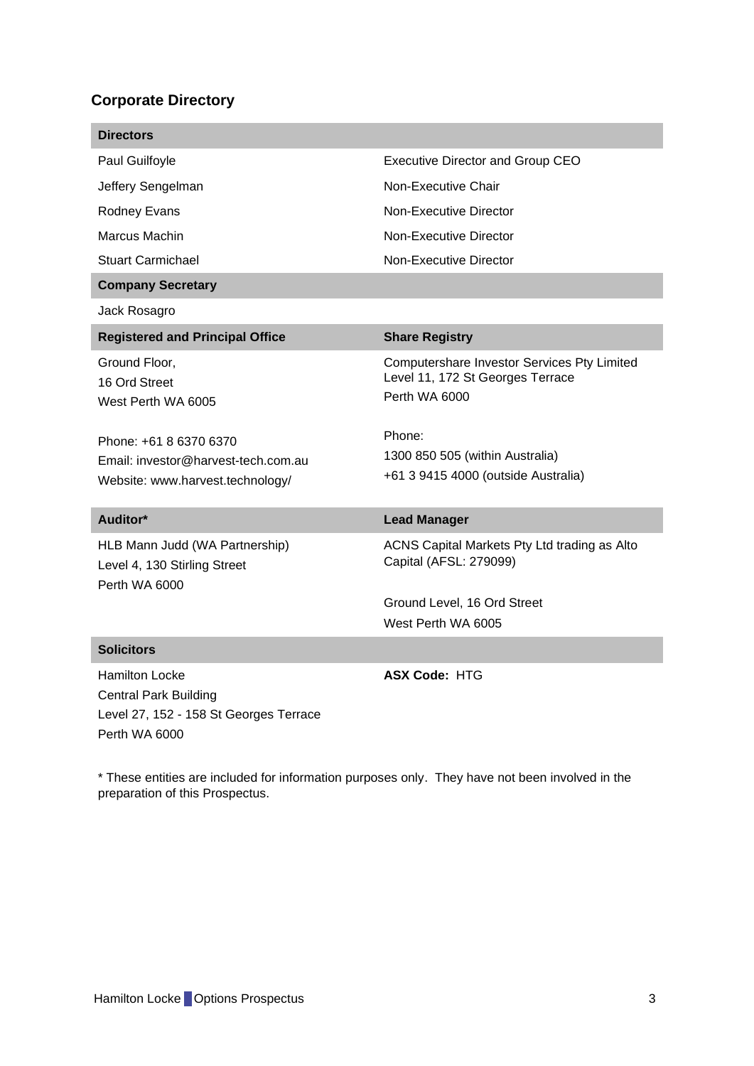## Corporate Directory

**Directors**

| | |
|---|---|
| Paul Guilfoyle | Executive Director and Group CEO |
| Jeffery Sengelman | Non-Executive Chair |
| Rodney Evans | Non-Executive Director |
| Marcus Machin | Non-Executive Director |
| Stuart Carmichael | Non-Executive Director |

**Company Secretary**

Jack Rosagro

**Registered and Principal Office**

Ground Floor,
16 Ord Street
West Perth WA 6005

Phone: +61 8 6370 6370
Email: investor@harvest-tech.com.au
Website: www.harvest.technology/

**Share Registry**

Computershare Investor Services Pty Limited
Level 11, 172 St Georges Terrace
Perth WA 6000

Phone:
1300 850 505 (within Australia)
+61 3 9415 4000 (outside Australia)

**Auditor***

HLB Mann Judd (WA Partnership)
Level 4, 130 Stirling Street
Perth WA 6000

**Lead Manager**

ACNS Capital Markets Pty Ltd trading as Alto Capital (AFSL: 279099)

Ground Level, 16 Ord Street
West Perth WA 6005

**Solicitors**

Hamilton Locke
Central Park Building
Level 27, 152 - 158 St Georges Terrace
Perth WA 6000

**ASX Code:** HTG

* These entities are included for information purposes only. They have not been involved in the preparation of this Prospectus.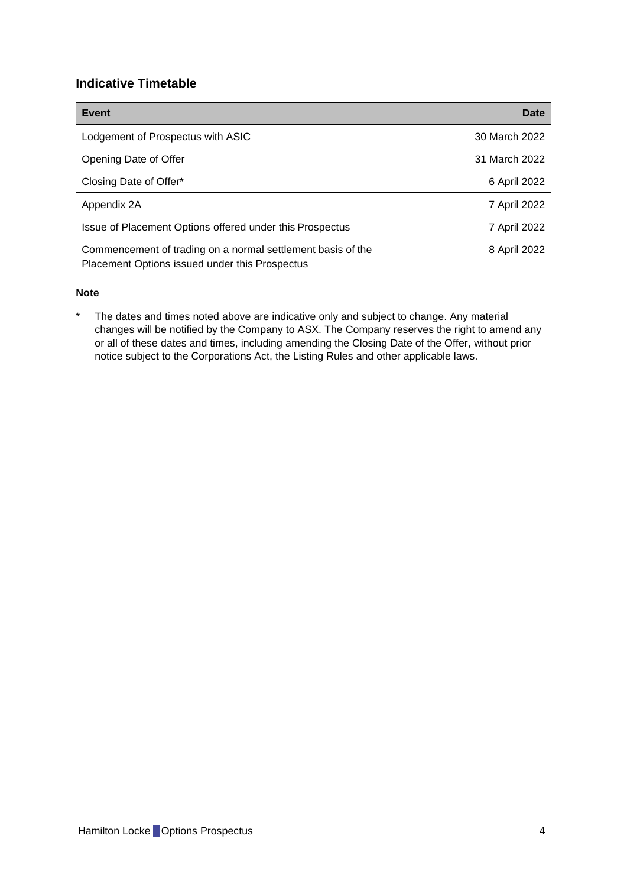## Indicative Timetable

| Event | Date |
|---|---|
| Lodgement of Prospectus with ASIC | 30 March 2022 |
| Opening Date of Offer | 31 March 2022 |
| Closing Date of Offer* | 6 April 2022 |
| Appendix 2A | 7 April 2022 |
| Issue of Placement Options offered under this Prospectus | 7 April 2022 |
| Commencement of trading on a normal settlement basis of the Placement Options issued under this Prospectus | 8 April 2022 |

**Note**

\* The dates and times noted above are indicative only and subject to change. Any material changes will be notified by the Company to ASX. The Company reserves the right to amend any or all of these dates and times, including amending the Closing Date of the Offer, without prior notice subject to the Corporations Act, the Listing Rules and other applicable laws.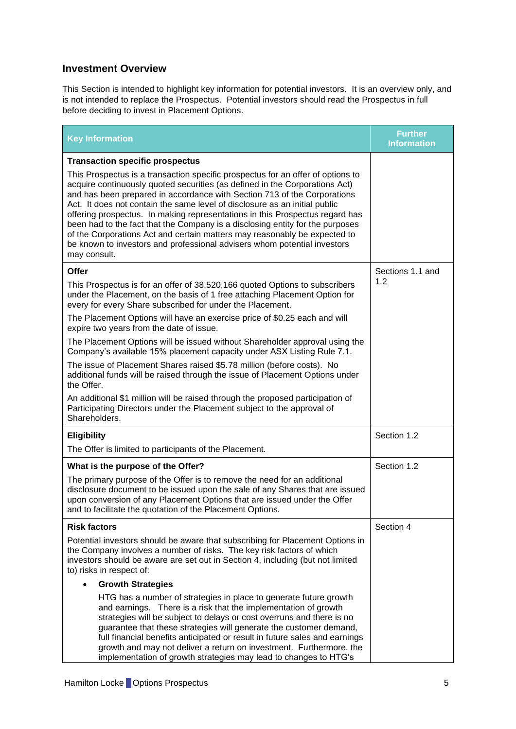## Investment Overview

This Section is intended to highlight key information for potential investors. It is an overview only, and is not intended to replace the Prospectus. Potential investors should read the Prospectus in full before deciding to invest in Placement Options.

| Key Information | Further Information |
|---|---|
| **Transaction specific prospectus**<br><br>This Prospectus is a transaction specific prospectus for an offer of options to acquire continuously quoted securities (as defined in the Corporations Act) and has been prepared in accordance with Section 713 of the Corporations Act. It does not contain the same level of disclosure as an initial public offering prospectus. In making representations in this Prospectus regard has been had to the fact that the Company is a disclosing entity for the purposes of the Corporations Act and certain matters may reasonably be expected to be known to investors and professional advisers whom potential investors may consult. | |
| **Offer**<br><br>This Prospectus is for an offer of 38,520,166 quoted Options to subscribers under the Placement, on the basis of 1 free attaching Placement Option for every for every Share subscribed for under the Placement.<br><br>The Placement Options will have an exercise price of $0.25 each and will expire two years from the date of issue.<br><br>The Placement Options will be issued without Shareholder approval using the Company's available 15% placement capacity under ASX Listing Rule 7.1.<br><br>The issue of Placement Shares raised $5.78 million (before costs). No additional funds will be raised through the issue of Placement Options under the Offer.<br><br>An additional $1 million will be raised through the proposed participation of Participating Directors under the Placement subject to the approval of Shareholders. | Sections 1.1 and 1.2 |
| **Eligibility**<br><br>The Offer is limited to participants of the Placement. | Section 1.2 |
| **What is the purpose of the Offer?**<br><br>The primary purpose of the Offer is to remove the need for an additional disclosure document to be issued upon the sale of any Shares that are issued upon conversion of any Placement Options that are issued under the Offer and to facilitate the quotation of the Placement Options. | Section 1.2 |
| **Risk factors**<br><br>Potential investors should be aware that subscribing for Placement Options in the Company involves a number of risks. The key risk factors of which investors should be aware are set out in Section 4, including (but not limited to) risks in respect of:<br><br>• **Growth Strategies**<br><br>HTG has a number of strategies in place to generate future growth and earnings. There is a risk that the implementation of growth strategies will be subject to delays or cost overruns and there is no guarantee that these strategies will generate the customer demand, full financial benefits anticipated or result in future sales and earnings growth and may not deliver a return on investment. Furthermore, the implementation of growth strategies may lead to changes to HTG's | Section 4 |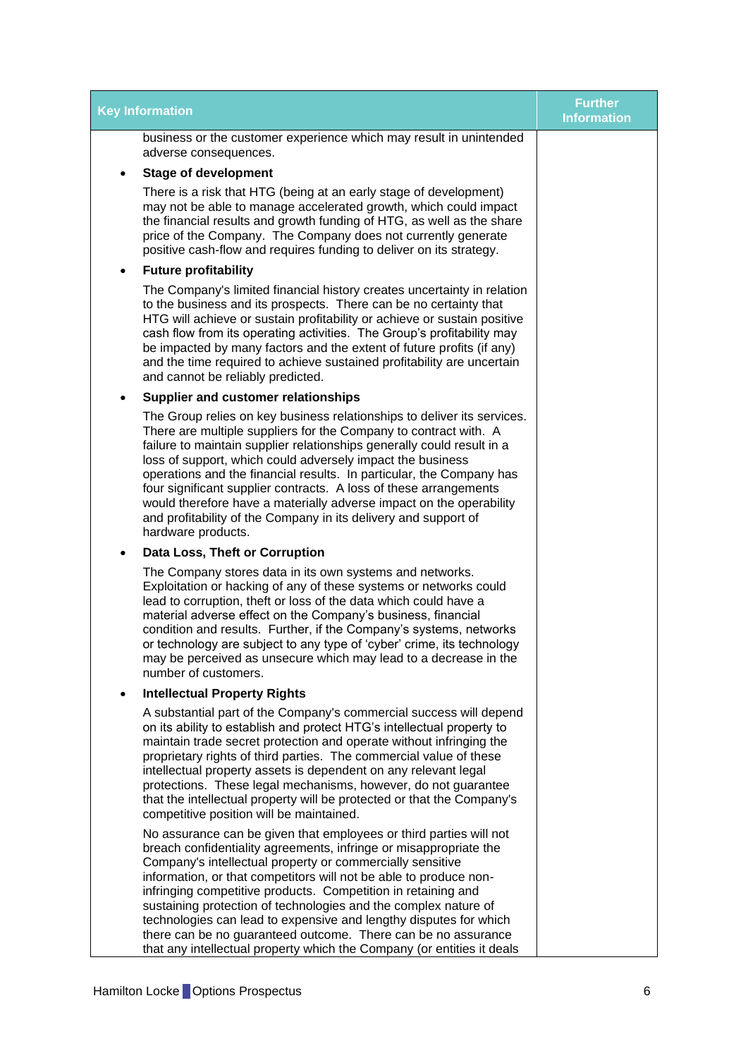| Key Information | Further Information |
|---|---|
| business or the customer experience which may result in unintended adverse consequences.<br><br>• **Stage of development**<br><br>There is a risk that HTG (being at an early stage of development) may not be able to manage accelerated growth, which could impact the financial results and growth funding of HTG, as well as the share price of the Company. The Company does not currently generate positive cash-flow and requires funding to deliver on its strategy.<br><br>• **Future profitability**<br><br>The Company's limited financial history creates uncertainty in relation to the business and its prospects. There can be no certainty that HTG will achieve or sustain profitability or achieve or sustain positive cash flow from its operating activities. The Group's profitability may be impacted by many factors and the extent of future profits (if any) and the time required to achieve sustained profitability are uncertain and cannot be reliably predicted.<br><br>• **Supplier and customer relationships**<br><br>The Group relies on key business relationships to deliver its services. There are multiple suppliers for the Company to contract with. A failure to maintain supplier relationships generally could result in a loss of support, which could adversely impact the business operations and the financial results. In particular, the Company has four significant supplier contracts. A loss of these arrangements would therefore have a materially adverse impact on the operability and profitability of the Company in its delivery and support of hardware products.<br><br>• **Data Loss, Theft or Corruption**<br><br>The Company stores data in its own systems and networks. Exploitation or hacking of any of these systems or networks could lead to corruption, theft or loss of the data which could have a material adverse effect on the Company's business, financial condition and results. Further, if the Company's systems, networks or technology are subject to any type of 'cyber' crime, its technology may be perceived as unsecure which may lead to a decrease in the number of customers.<br><br>• **Intellectual Property Rights**<br><br>A substantial part of the Company's commercial success will depend on its ability to establish and protect HTG's intellectual property to maintain trade secret protection and operate without infringing the proprietary rights of third parties. The commercial value of these intellectual property assets is dependent on any relevant legal protections. These legal mechanisms, however, do not guarantee that the intellectual property will be protected or that the Company's competitive position will be maintained.<br><br>No assurance can be given that employees or third parties will not breach confidentiality agreements, infringe or misappropriate the Company's intellectual property or commercially sensitive information, or that competitors will not be able to produce non-infringing competitive products. Competition in retaining and sustaining protection of technologies and the complex nature of technologies can lead to expensive and lengthy disputes for which there can be no guaranteed outcome. There can be no assurance that any intellectual property which the Company (or entities it deals | |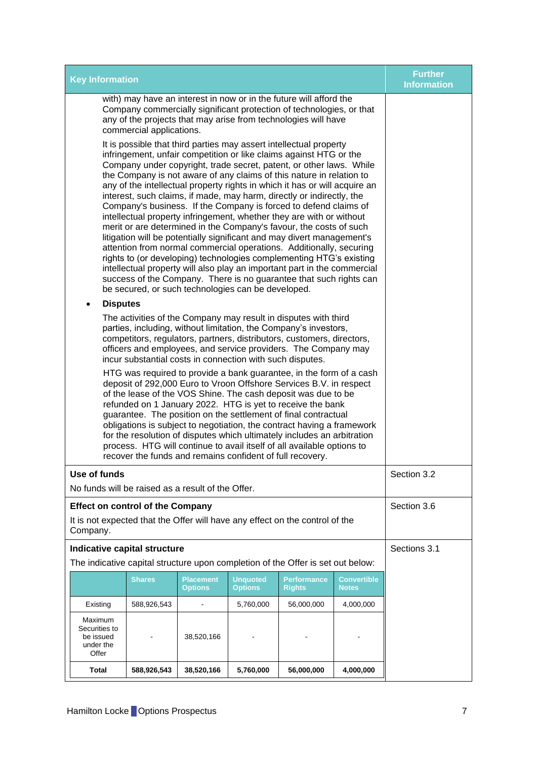| Key Information | Further Information |
|---|---|
| with) may have an interest in now or in the future will afford the Company commercially significant protection of technologies, or that any of the projects that may arise from technologies will have commercial applications.<br><br>It is possible that third parties may assert intellectual property infringement, unfair competition or like claims against HTG or the Company under copyright, trade secret, patent, or other laws. While the Company is not aware of any claims of this nature in relation to any of the intellectual property rights in which it has or will acquire an interest, such claims, if made, may harm, directly or indirectly, the Company's business. If the Company is forced to defend claims of intellectual property infringement, whether they are with or without merit or are determined in the Company's favour, the costs of such litigation will be potentially significant and may divert management's attention from normal commercial operations. Additionally, securing rights to (or developing) technologies complementing HTG's existing intellectual property will also play an important part in the commercial success of the Company. There is no guarantee that such rights can be secured, or such technologies can be developed.<br><br>• **Disputes**<br><br>The activities of the Company may result in disputes with third parties, including, without limitation, the Company's investors, competitors, regulators, partners, distributors, customers, directors, officers and employees, and service providers. The Company may incur substantial costs in connection with such disputes.<br><br>HTG was required to provide a bank guarantee, in the form of a cash deposit of 292,000 Euro to Vroon Offshore Services B.V. in respect of the lease of the VOS Shine. The cash deposit was due to be refunded on 1 January 2022. HTG is yet to receive the bank guarantee. The position on the settlement of final contractual obligations is subject to negotiation, the contract having a framework for the resolution of disputes which ultimately includes an arbitration process. HTG will continue to avail itself of all available options to recover the funds and remains confident of full recovery. | |
| **Use of funds**<br><br>No funds will be raised as a result of the Offer. | Section 3.2 |
| **Effect on control of the Company**<br><br>It is not expected that the Offer will have any effect on the control of the Company. | Section 3.6 |
| **Indicative capital structure**<br><br>The indicative capital structure upon completion of the Offer is set out below: | Sections 3.1 |

| | Shares | Placement Options | Unquoted Options | Performance Rights | Convertible Notes |
|---|---|---|---|---|---|
| Existing | 588,926,543 | - | 5,760,000 | 56,000,000 | 4,000,000 |
| Maximum Securities to be issued under the Offer | - | 38,520,166 | - | - | - |
| **Total** | **588,926,543** | **38,520,166** | **5,760,000** | **56,000,000** | **4,000,000** |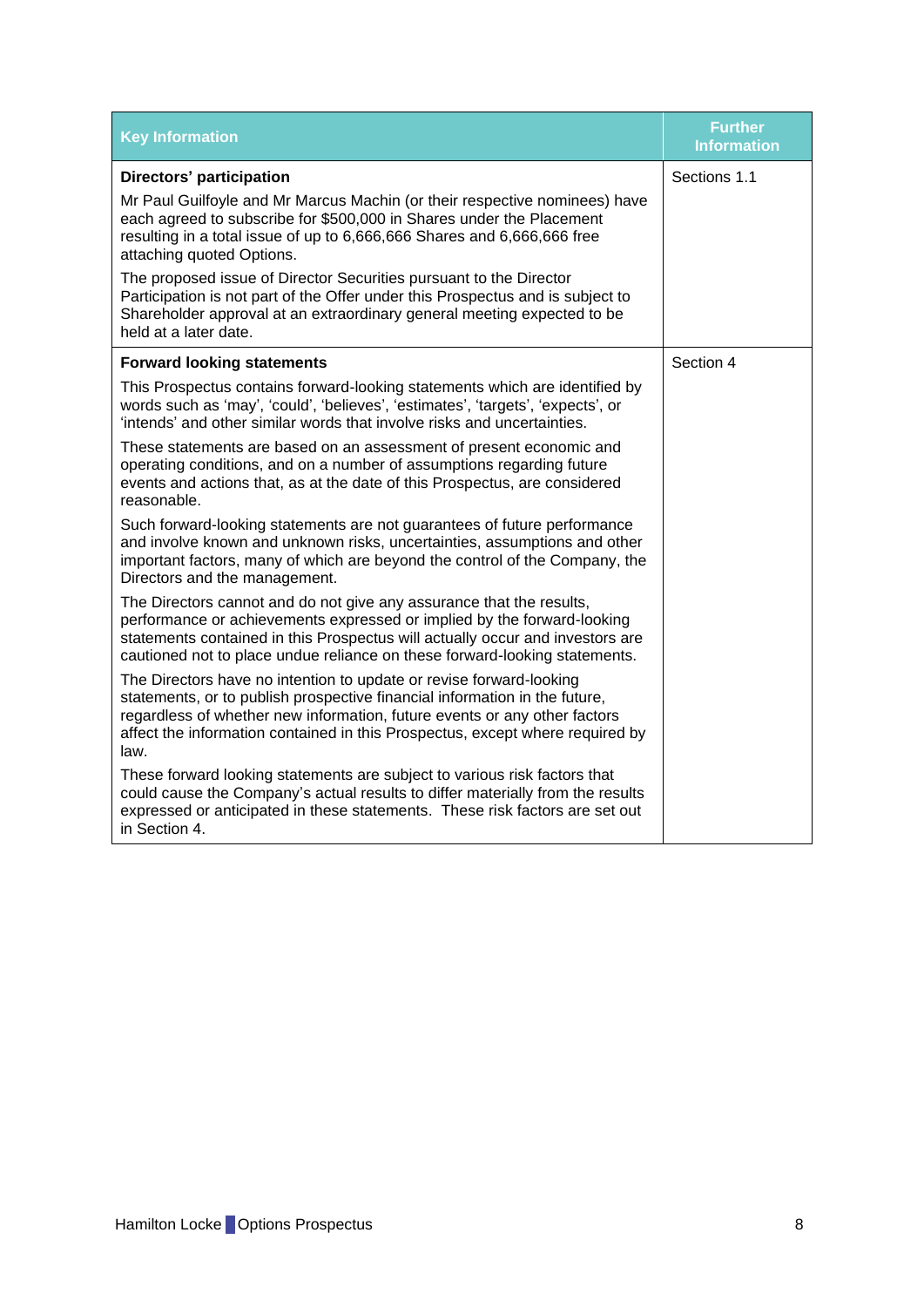| Key Information | Further Information |
|---|---|
| **Directors' participation**<br><br>Mr Paul Guilfoyle and Mr Marcus Machin (or their respective nominees) have each agreed to subscribe for $500,000 in Shares under the Placement resulting in a total issue of up to 6,666,666 Shares and 6,666,666 free attaching quoted Options.<br><br>The proposed issue of Director Securities pursuant to the Director Participation is not part of the Offer under this Prospectus and is subject to Shareholder approval at an extraordinary general meeting expected to be held at a later date. | Sections 1.1 |
| **Forward looking statements**<br><br>This Prospectus contains forward-looking statements which are identified by words such as 'may', 'could', 'believes', 'estimates', 'targets', 'expects', or 'intends' and other similar words that involve risks and uncertainties.<br><br>These statements are based on an assessment of present economic and operating conditions, and on a number of assumptions regarding future events and actions that, as at the date of this Prospectus, are considered reasonable.<br><br>Such forward-looking statements are not guarantees of future performance and involve known and unknown risks, uncertainties, assumptions and other important factors, many of which are beyond the control of the Company, the Directors and the management.<br><br>The Directors cannot and do not give any assurance that the results, performance or achievements expressed or implied by the forward-looking statements contained in this Prospectus will actually occur and investors are cautioned not to place undue reliance on these forward-looking statements.<br><br>The Directors have no intention to update or revise forward-looking statements, or to publish prospective financial information in the future, regardless of whether new information, future events or any other factors affect the information contained in this Prospectus, except where required by law.<br><br>These forward looking statements are subject to various risk factors that could cause the Company's actual results to differ materially from the results expressed or anticipated in these statements. These risk factors are set out in Section 4. | Section 4 |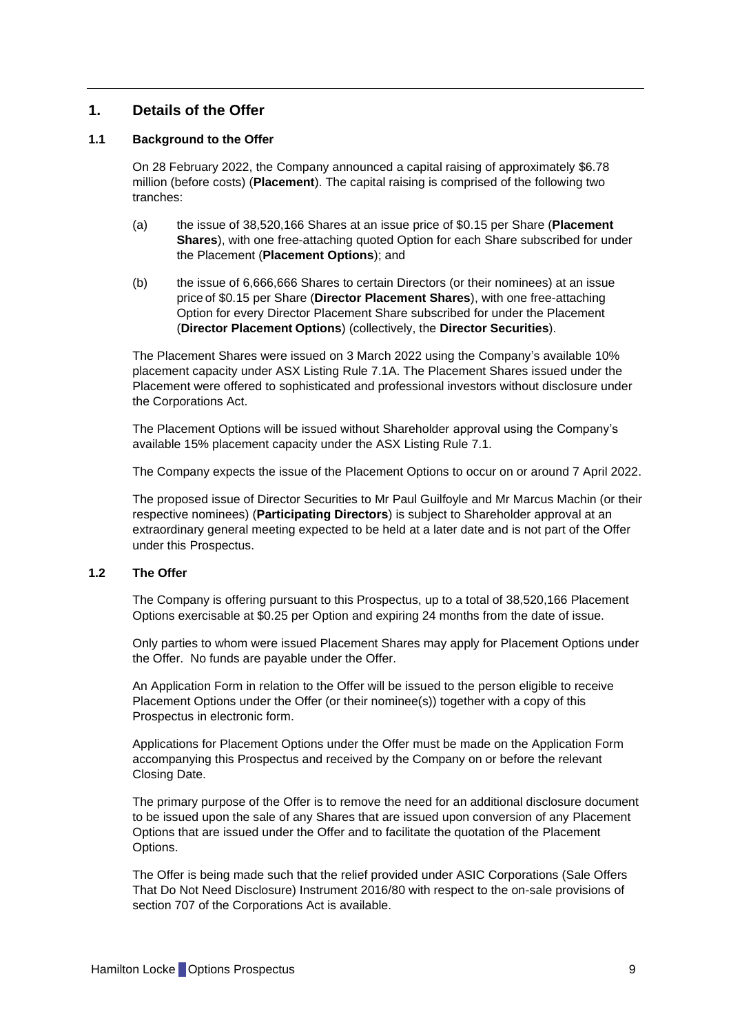## 1. Details of the Offer

### 1.1 Background to the Offer

On 28 February 2022, the Company announced a capital raising of approximately $6.78 million (before costs) (**Placement**). The capital raising is comprised of the following two tranches:

(a) the issue of 38,520,166 Shares at an issue price of $0.15 per Share (**Placement Shares**), with one free-attaching quoted Option for each Share subscribed for under the Placement (**Placement Options**); and

(b) the issue of 6,666,666 Shares to certain Directors (or their nominees) at an issue price of $0.15 per Share (**Director Placement Shares**), with one free-attaching Option for every Director Placement Share subscribed for under the Placement (**Director Placement Options**) (collectively, the **Director Securities**).

The Placement Shares were issued on 3 March 2022 using the Company's available 10% placement capacity under ASX Listing Rule 7.1A. The Placement Shares issued under the Placement were offered to sophisticated and professional investors without disclosure under the Corporations Act.

The Placement Options will be issued without Shareholder approval using the Company's available 15% placement capacity under the ASX Listing Rule 7.1.

The Company expects the issue of the Placement Options to occur on or around 7 April 2022.

The proposed issue of Director Securities to Mr Paul Guilfoyle and Mr Marcus Machin (or their respective nominees) (**Participating Directors**) is subject to Shareholder approval at an extraordinary general meeting expected to be held at a later date and is not part of the Offer under this Prospectus.

### 1.2 The Offer

The Company is offering pursuant to this Prospectus, up to a total of 38,520,166 Placement Options exercisable at $0.25 per Option and expiring 24 months from the date of issue.

Only parties to whom were issued Placement Shares may apply for Placement Options under the Offer. No funds are payable under the Offer.

An Application Form in relation to the Offer will be issued to the person eligible to receive Placement Options under the Offer (or their nominee(s)) together with a copy of this Prospectus in electronic form.

Applications for Placement Options under the Offer must be made on the Application Form accompanying this Prospectus and received by the Company on or before the relevant Closing Date.

The primary purpose of the Offer is to remove the need for an additional disclosure document to be issued upon the sale of any Shares that are issued upon conversion of any Placement Options that are issued under the Offer and to facilitate the quotation of the Placement Options.

The Offer is being made such that the relief provided under ASIC Corporations (Sale Offers That Do Not Need Disclosure) Instrument 2016/80 with respect to the on-sale provisions of section 707 of the Corporations Act is available.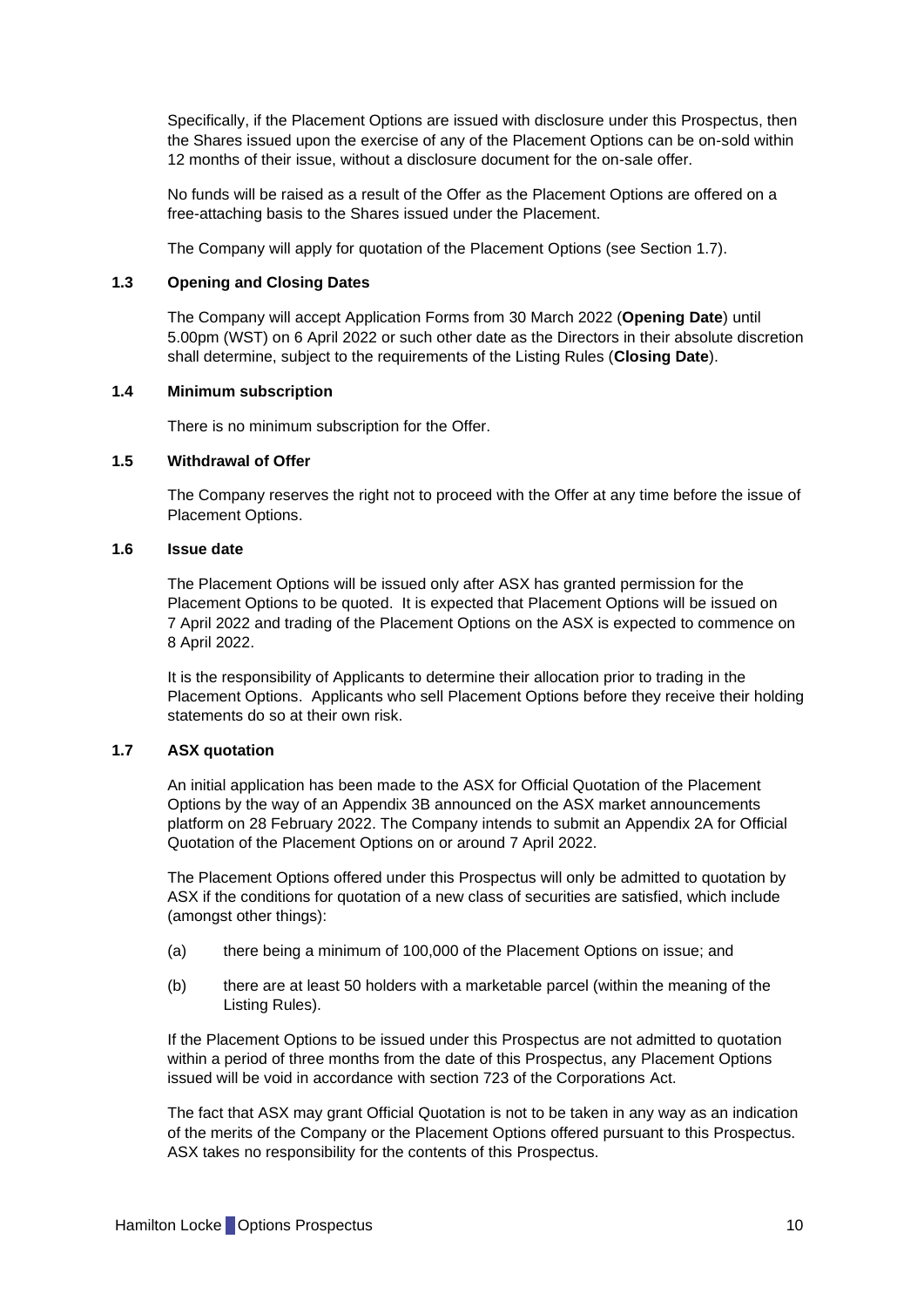Specifically, if the Placement Options are issued with disclosure under this Prospectus, then the Shares issued upon the exercise of any of the Placement Options can be on-sold within 12 months of their issue, without a disclosure document for the on-sale offer.

No funds will be raised as a result of the Offer as the Placement Options are offered on a free-attaching basis to the Shares issued under the Placement.

The Company will apply for quotation of the Placement Options (see Section 1.7).

### 1.3 Opening and Closing Dates

The Company will accept Application Forms from 30 March 2022 (**Opening Date**) until 5.00pm (WST) on 6 April 2022 or such other date as the Directors in their absolute discretion shall determine, subject to the requirements of the Listing Rules (**Closing Date**).

### 1.4 Minimum subscription

There is no minimum subscription for the Offer.

### 1.5 Withdrawal of Offer

The Company reserves the right not to proceed with the Offer at any time before the issue of Placement Options.

### 1.6 Issue date

The Placement Options will be issued only after ASX has granted permission for the Placement Options to be quoted. It is expected that Placement Options will be issued on 7 April 2022 and trading of the Placement Options on the ASX is expected to commence on 8 April 2022.

It is the responsibility of Applicants to determine their allocation prior to trading in the Placement Options. Applicants who sell Placement Options before they receive their holding statements do so at their own risk.

### 1.7 ASX quotation

An initial application has been made to the ASX for Official Quotation of the Placement Options by the way of an Appendix 3B announced on the ASX market announcements platform on 28 February 2022. The Company intends to submit an Appendix 2A for Official Quotation of the Placement Options on or around 7 April 2022.

The Placement Options offered under this Prospectus will only be admitted to quotation by ASX if the conditions for quotation of a new class of securities are satisfied, which include (amongst other things):

(a) there being a minimum of 100,000 of the Placement Options on issue; and

(b) there are at least 50 holders with a marketable parcel (within the meaning of the Listing Rules).

If the Placement Options to be issued under this Prospectus are not admitted to quotation within a period of three months from the date of this Prospectus, any Placement Options issued will be void in accordance with section 723 of the Corporations Act.

The fact that ASX may grant Official Quotation is not to be taken in any way as an indication of the merits of the Company or the Placement Options offered pursuant to this Prospectus. ASX takes no responsibility for the contents of this Prospectus.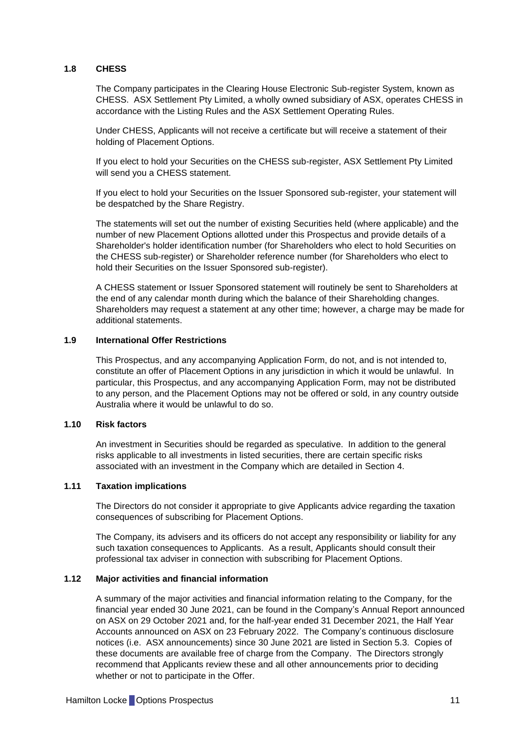### 1.8 CHESS

The Company participates in the Clearing House Electronic Sub-register System, known as CHESS. ASX Settlement Pty Limited, a wholly owned subsidiary of ASX, operates CHESS in accordance with the Listing Rules and the ASX Settlement Operating Rules.

Under CHESS, Applicants will not receive a certificate but will receive a statement of their holding of Placement Options.

If you elect to hold your Securities on the CHESS sub-register, ASX Settlement Pty Limited will send you a CHESS statement.

If you elect to hold your Securities on the Issuer Sponsored sub-register, your statement will be despatched by the Share Registry.

The statements will set out the number of existing Securities held (where applicable) and the number of new Placement Options allotted under this Prospectus and provide details of a Shareholder's holder identification number (for Shareholders who elect to hold Securities on the CHESS sub-register) or Shareholder reference number (for Shareholders who elect to hold their Securities on the Issuer Sponsored sub-register).

A CHESS statement or Issuer Sponsored statement will routinely be sent to Shareholders at the end of any calendar month during which the balance of their Shareholding changes. Shareholders may request a statement at any other time; however, a charge may be made for additional statements.

### 1.9 International Offer Restrictions

This Prospectus, and any accompanying Application Form, do not, and is not intended to, constitute an offer of Placement Options in any jurisdiction in which it would be unlawful. In particular, this Prospectus, and any accompanying Application Form, may not be distributed to any person, and the Placement Options may not be offered or sold, in any country outside Australia where it would be unlawful to do so.

### 1.10 Risk factors

An investment in Securities should be regarded as speculative. In addition to the general risks applicable to all investments in listed securities, there are certain specific risks associated with an investment in the Company which are detailed in Section 4.

### 1.11 Taxation implications

The Directors do not consider it appropriate to give Applicants advice regarding the taxation consequences of subscribing for Placement Options.

The Company, its advisers and its officers do not accept any responsibility or liability for any such taxation consequences to Applicants. As a result, Applicants should consult their professional tax adviser in connection with subscribing for Placement Options.

### 1.12 Major activities and financial information

A summary of the major activities and financial information relating to the Company, for the financial year ended 30 June 2021, can be found in the Company's Annual Report announced on ASX on 29 October 2021 and, for the half-year ended 31 December 2021, the Half Year Accounts announced on ASX on 23 February 2022. The Company's continuous disclosure notices (i.e. ASX announcements) since 30 June 2021 are listed in Section 5.3. Copies of these documents are available free of charge from the Company. The Directors strongly recommend that Applicants review these and all other announcements prior to deciding whether or not to participate in the Offer.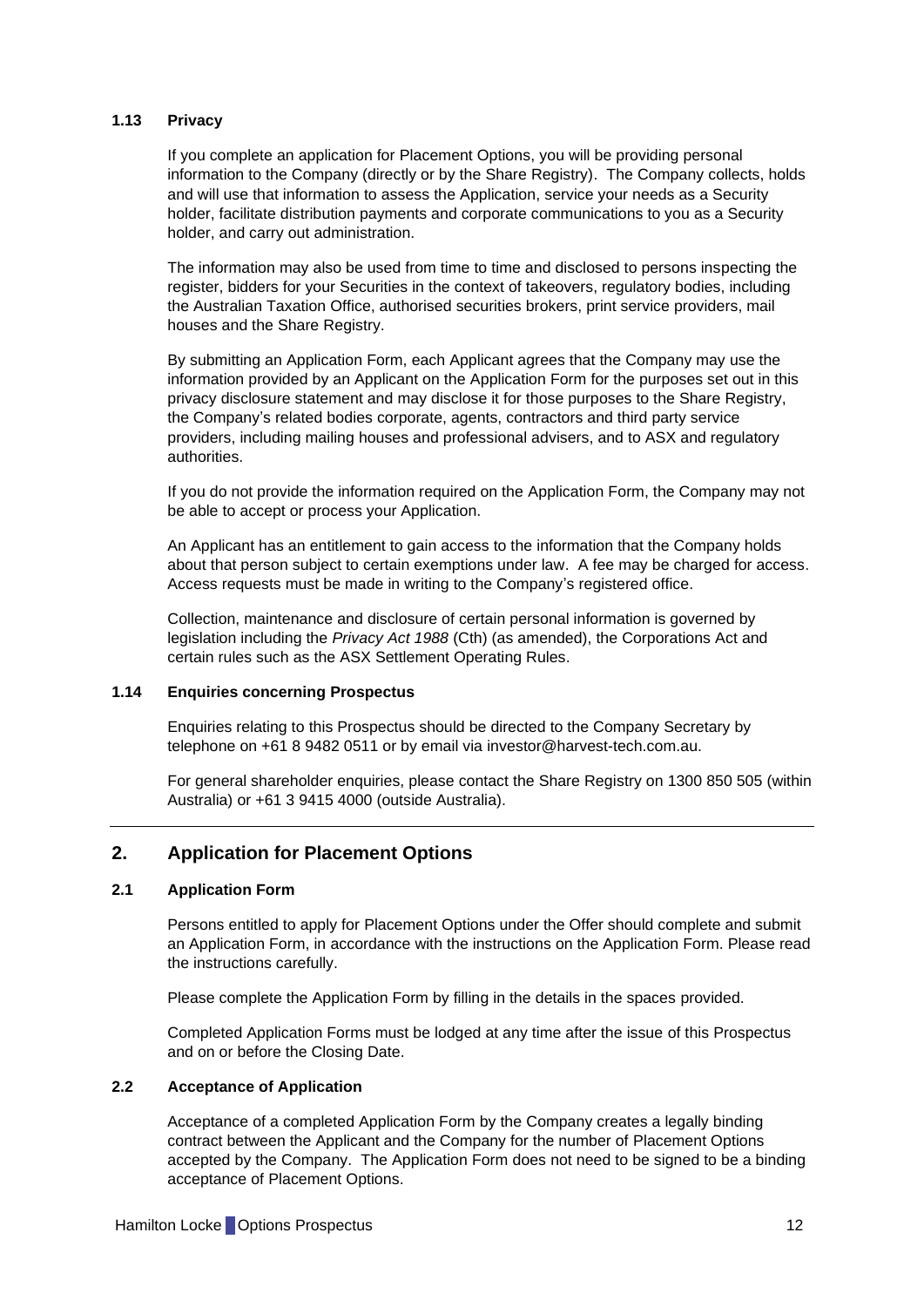### 1.13 Privacy

If you complete an application for Placement Options, you will be providing personal information to the Company (directly or by the Share Registry). The Company collects, holds and will use that information to assess the Application, service your needs as a Security holder, facilitate distribution payments and corporate communications to you as a Security holder, and carry out administration.

The information may also be used from time to time and disclosed to persons inspecting the register, bidders for your Securities in the context of takeovers, regulatory bodies, including the Australian Taxation Office, authorised securities brokers, print service providers, mail houses and the Share Registry.

By submitting an Application Form, each Applicant agrees that the Company may use the information provided by an Applicant on the Application Form for the purposes set out in this privacy disclosure statement and may disclose it for those purposes to the Share Registry, the Company's related bodies corporate, agents, contractors and third party service providers, including mailing houses and professional advisers, and to ASX and regulatory authorities.

If you do not provide the information required on the Application Form, the Company may not be able to accept or process your Application.

An Applicant has an entitlement to gain access to the information that the Company holds about that person subject to certain exemptions under law. A fee may be charged for access. Access requests must be made in writing to the Company's registered office.

Collection, maintenance and disclosure of certain personal information is governed by legislation including the *Privacy Act 1988* (Cth) (as amended), the Corporations Act and certain rules such as the ASX Settlement Operating Rules.

### 1.14 Enquiries concerning Prospectus

Enquiries relating to this Prospectus should be directed to the Company Secretary by telephone on +61 8 9482 0511 or by email via investor@harvest-tech.com.au.

For general shareholder enquiries, please contact the Share Registry on 1300 850 505 (within Australia) or +61 3 9415 4000 (outside Australia).

---

## 2. Application for Placement Options

### 2.1 Application Form

Persons entitled to apply for Placement Options under the Offer should complete and submit an Application Form, in accordance with the instructions on the Application Form. Please read the instructions carefully.

Please complete the Application Form by filling in the details in the spaces provided.

Completed Application Forms must be lodged at any time after the issue of this Prospectus and on or before the Closing Date.

### 2.2 Acceptance of Application

Acceptance of a completed Application Form by the Company creates a legally binding contract between the Applicant and the Company for the number of Placement Options accepted by the Company. The Application Form does not need to be signed to be a binding acceptance of Placement Options.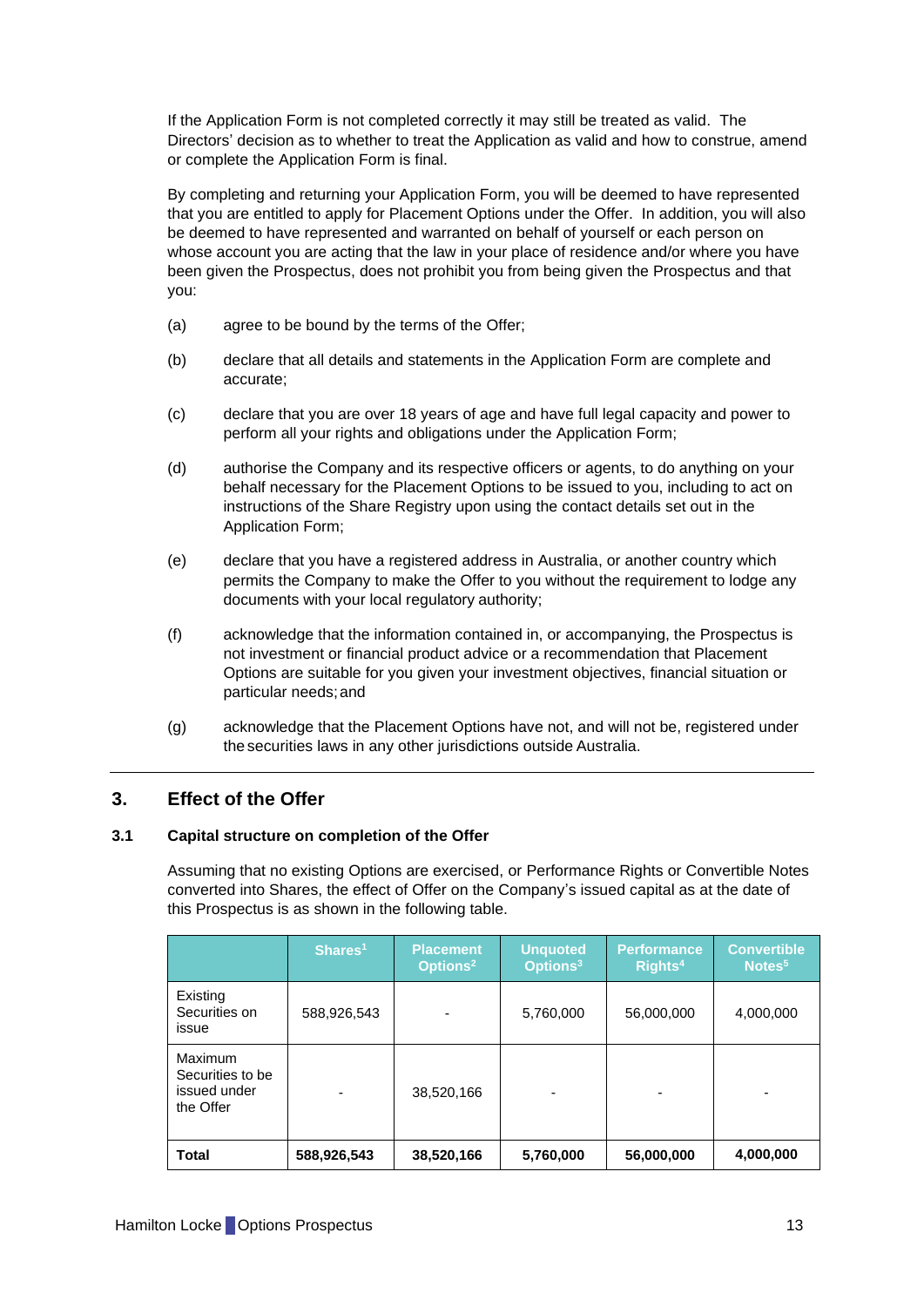If the Application Form is not completed correctly it may still be treated as valid. The Directors' decision as to whether to treat the Application as valid and how to construe, amend or complete the Application Form is final.

By completing and returning your Application Form, you will be deemed to have represented that you are entitled to apply for Placement Options under the Offer. In addition, you will also be deemed to have represented and warranted on behalf of yourself or each person on whose account you are acting that the law in your place of residence and/or where you have been given the Prospectus, does not prohibit you from being given the Prospectus and that you:

(a) agree to be bound by the terms of the Offer;

(b) declare that all details and statements in the Application Form are complete and accurate;

(c) declare that you are over 18 years of age and have full legal capacity and power to perform all your rights and obligations under the Application Form;

(d) authorise the Company and its respective officers or agents, to do anything on your behalf necessary for the Placement Options to be issued to you, including to act on instructions of the Share Registry upon using the contact details set out in the Application Form;

(e) declare that you have a registered address in Australia, or another country which permits the Company to make the Offer to you without the requirement to lodge any documents with your local regulatory authority;

(f) acknowledge that the information contained in, or accompanying, the Prospectus is not investment or financial product advice or a recommendation that Placement Options are suitable for you given your investment objectives, financial situation or particular needs; and

(g) acknowledge that the Placement Options have not, and will not be, registered under the securities laws in any other jurisdictions outside Australia.

# 3. Effect of the Offer

## 3.1 Capital structure on completion of the Offer

Assuming that no existing Options are exercised, or Performance Rights or Convertible Notes converted into Shares, the effect of Offer on the Company's issued capital as at the date of this Prospectus is as shown in the following table.

| | Shares[1] | Placement Options[2] | Unquoted Options[3] | Performance Rights[4] | Convertible Notes[5] |
|---|---|---|---|---|---|
| Existing Securities on issue | 588,926,543 | - | 5,760,000 | 56,000,000 | 4,000,000 |
| Maximum Securities to be issued under the Offer | - | 38,520,166 | - | - | - |
| **Total** | **588,926,543** | **38,520,166** | **5,760,000** | **56,000,000** | **4,000,000** |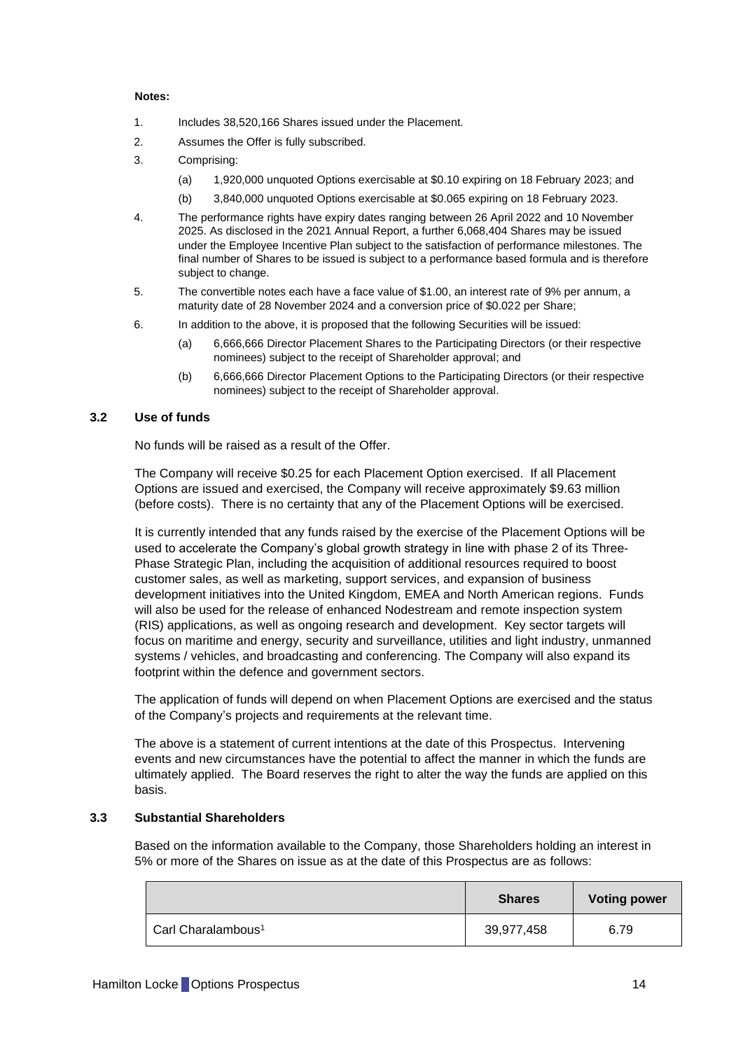**Notes:**

1. Includes 38,520,166 Shares issued under the Placement.
2. Assumes the Offer is fully subscribed.
3. Comprising:
   (a) 1,920,000 unquoted Options exercisable at $0.10 expiring on 18 February 2023; and
   (b) 3,840,000 unquoted Options exercisable at $0.065 expiring on 18 February 2023.
4. The performance rights have expiry dates ranging between 26 April 2022 and 10 November 2025. As disclosed in the 2021 Annual Report, a further 6,068,404 Shares may be issued under the Employee Incentive Plan subject to the satisfaction of performance milestones. The final number of Shares to be issued is subject to a performance based formula and is therefore subject to change.
5. The convertible notes each have a face value of $1.00, an interest rate of 9% per annum, a maturity date of 28 November 2024 and a conversion price of $0.022 per Share;
6. In addition to the above, it is proposed that the following Securities will be issued:
   (a) 6,666,666 Director Placement Shares to the Participating Directors (or their respective nominees) subject to the receipt of Shareholder approval; and
   (b) 6,666,666 Director Placement Options to the Participating Directors (or their respective nominees) subject to the receipt of Shareholder approval.

### 3.2 Use of funds

No funds will be raised as a result of the Offer.

The Company will receive $0.25 for each Placement Option exercised. If all Placement Options are issued and exercised, the Company will receive approximately $9.63 million (before costs). There is no certainty that any of the Placement Options will be exercised.

It is currently intended that any funds raised by the exercise of the Placement Options will be used to accelerate the Company's global growth strategy in line with phase 2 of its Three-Phase Strategic Plan, including the acquisition of additional resources required to boost customer sales, as well as marketing, support services, and expansion of business development initiatives into the United Kingdom, EMEA and North American regions. Funds will also be used for the release of enhanced Nodestream and remote inspection system (RIS) applications, as well as ongoing research and development. Key sector targets will focus on maritime and energy, security and surveillance, utilities and light industry, unmanned systems / vehicles, and broadcasting and conferencing. The Company will also expand its footprint within the defence and government sectors.

The application of funds will depend on when Placement Options are exercised and the status of the Company's projects and requirements at the relevant time.

The above is a statement of current intentions at the date of this Prospectus. Intervening events and new circumstances have the potential to affect the manner in which the funds are ultimately applied. The Board reserves the right to alter the way the funds are applied on this basis.

### 3.3 Substantial Shareholders

Based on the information available to the Company, those Shareholders holding an interest in 5% or more of the Shares on issue as at the date of this Prospectus are as follows:

| | Shares | Voting power |
|---|---|---|
| Carl Charalambous[1] | 39,977,458 | 6.79 |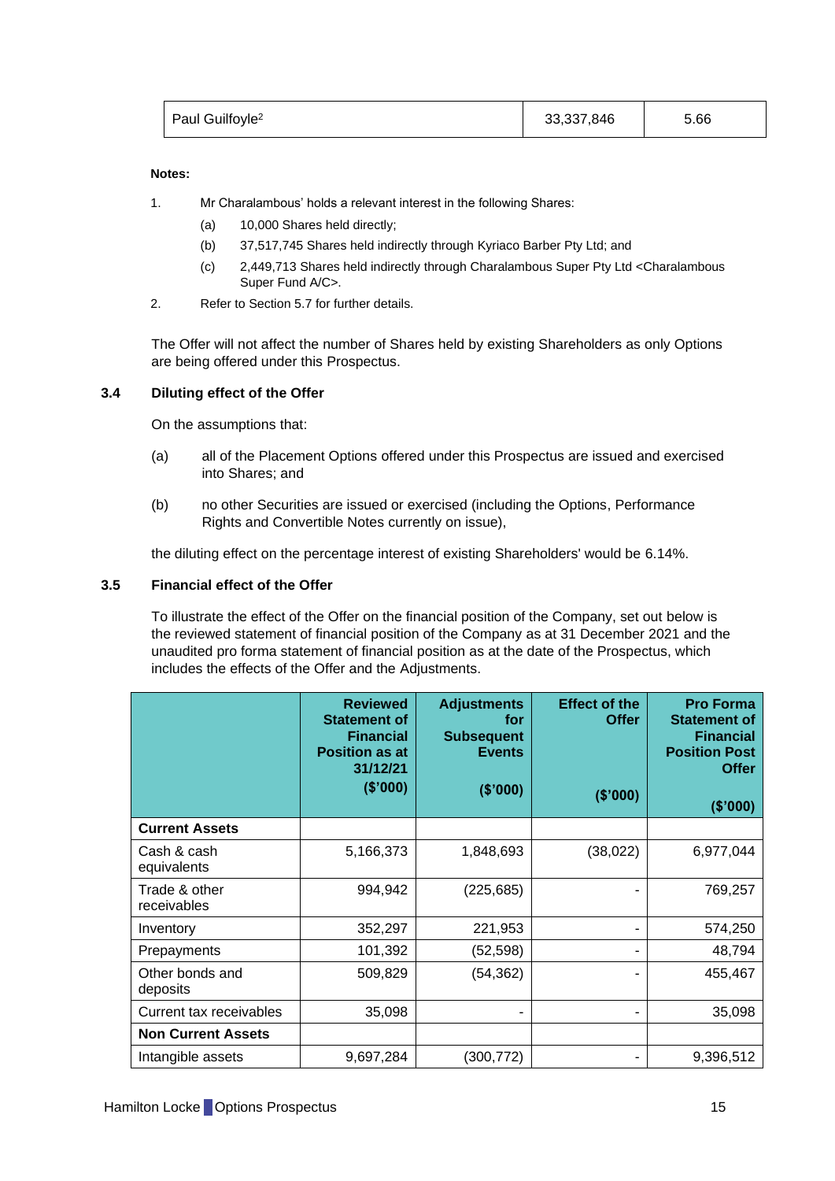| Paul Guilfoyle[2] | 33,337,846 | 5.66 |
|---|---|---|

**Notes:**

1. Mr Charalambous' holds a relevant interest in the following Shares:
   (a) 10,000 Shares held directly;
   (b) 37,517,745 Shares held indirectly through Kyriaco Barber Pty Ltd; and
   (c) 2,449,713 Shares held indirectly through Charalambous Super Pty Ltd <Charalambous Super Fund A/C>.
2. Refer to Section 5.7 for further details.

The Offer will not affect the number of Shares held by existing Shareholders as only Options are being offered under this Prospectus.

### 3.4 Diluting effect of the Offer

On the assumptions that:

(a) all of the Placement Options offered under this Prospectus are issued and exercised into Shares; and

(b) no other Securities are issued or exercised (including the Options, Performance Rights and Convertible Notes currently on issue),

the diluting effect on the percentage interest of existing Shareholders' would be 6.14%.

### 3.5 Financial effect of the Offer

To illustrate the effect of the Offer on the financial position of the Company, set out below is the reviewed statement of financial position of the Company as at 31 December 2021 and the unaudited pro forma statement of financial position as at the date of the Prospectus, which includes the effects of the Offer and the Adjustments.

| | Reviewed Statement of Financial Position as at 31/12/21 ($'000) | Adjustments for Subsequent Events ($'000) | Effect of the Offer ($'000) | Pro Forma Statement of Financial Position Post Offer ($'000) |
|---|---|---|---|---|
| **Current Assets** | | | | |
| Cash & cash equivalents | 5,166,373 | 1,848,693 | (38,022) | 6,977,044 |
| Trade & other receivables | 994,942 | (225,685) | - | 769,257 |
| Inventory | 352,297 | 221,953 | - | 574,250 |
| Prepayments | 101,392 | (52,598) | - | 48,794 |
| Other bonds and deposits | 509,829 | (54,362) | - | 455,467 |
| Current tax receivables | 35,098 | - | - | 35,098 |
| **Non Current Assets** | | | | |
| Intangible assets | 9,697,284 | (300,772) | - | 9,396,512 |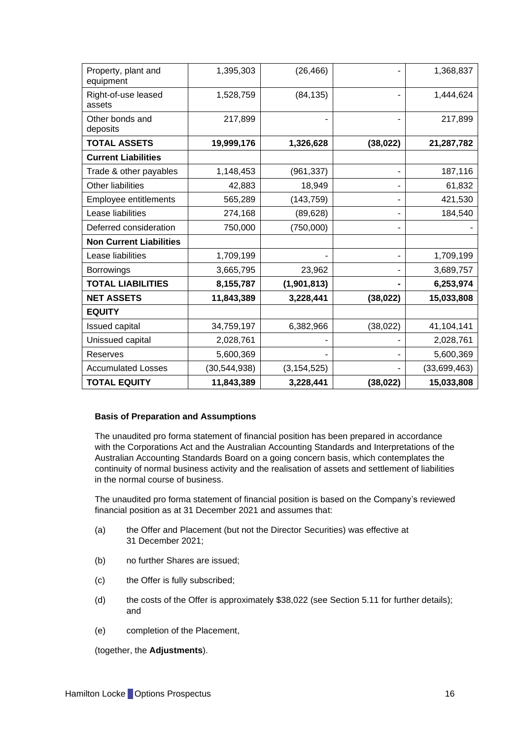| | | | | |
|---|---|---|---|---|
| Property, plant and equipment | 1,395,303 | (26,466) | - | 1,368,837 |
| Right-of-use leased assets | 1,528,759 | (84,135) | - | 1,444,624 |
| Other bonds and deposits | 217,899 | - | - | 217,899 |
| **TOTAL ASSETS** | **19,999,176** | **1,326,628** | **(38,022)** | **21,287,782** |
| **Current Liabilities** | | | | |
| Trade & other payables | 1,148,453 | (961,337) | - | 187,116 |
| Other liabilities | 42,883 | 18,949 | - | 61,832 |
| Employee entitlements | 565,289 | (143,759) | - | 421,530 |
| Lease liabilities | 274,168 | (89,628) | - | 184,540 |
| Deferred consideration | 750,000 | (750,000) | - | - |
| **Non Current Liabilities** | | | | |
| Lease liabilities | 1,709,199 | - | - | 1,709,199 |
| Borrowings | 3,665,795 | 23,962 | - | 3,689,757 |
| **TOTAL LIABILITIES** | **8,155,787** | **(1,901,813)** | **-** | **6,253,974** |
| **NET ASSETS** | **11,843,389** | **3,228,441** | **(38,022)** | **15,033,808** |
| **EQUITY** | | | | |
| Issued capital | 34,759,197 | 6,382,966 | (38,022) | 41,104,141 |
| Unissued capital | 2,028,761 | - | - | 2,028,761 |
| Reserves | 5,600,369 | - | - | 5,600,369 |
| Accumulated Losses | (30,544,938) | (3,154,525) | - | (33,699,463) |
| **TOTAL EQUITY** | **11,843,389** | **3,228,441** | **(38,022)** | **15,033,808** |

**Basis of Preparation and Assumptions**

The unaudited pro forma statement of financial position has been prepared in accordance with the Corporations Act and the Australian Accounting Standards and Interpretations of the Australian Accounting Standards Board on a going concern basis, which contemplates the continuity of normal business activity and the realisation of assets and settlement of liabilities in the normal course of business.

The unaudited pro forma statement of financial position is based on the Company's reviewed financial position as at 31 December 2021 and assumes that:

(a) the Offer and Placement (but not the Director Securities) was effective at 31 December 2021;

(b) no further Shares are issued;

(c) the Offer is fully subscribed;

(d) the costs of the Offer is approximately $38,022 (see Section 5.11 for further details); and

(e) completion of the Placement,

(together, the **Adjustments**).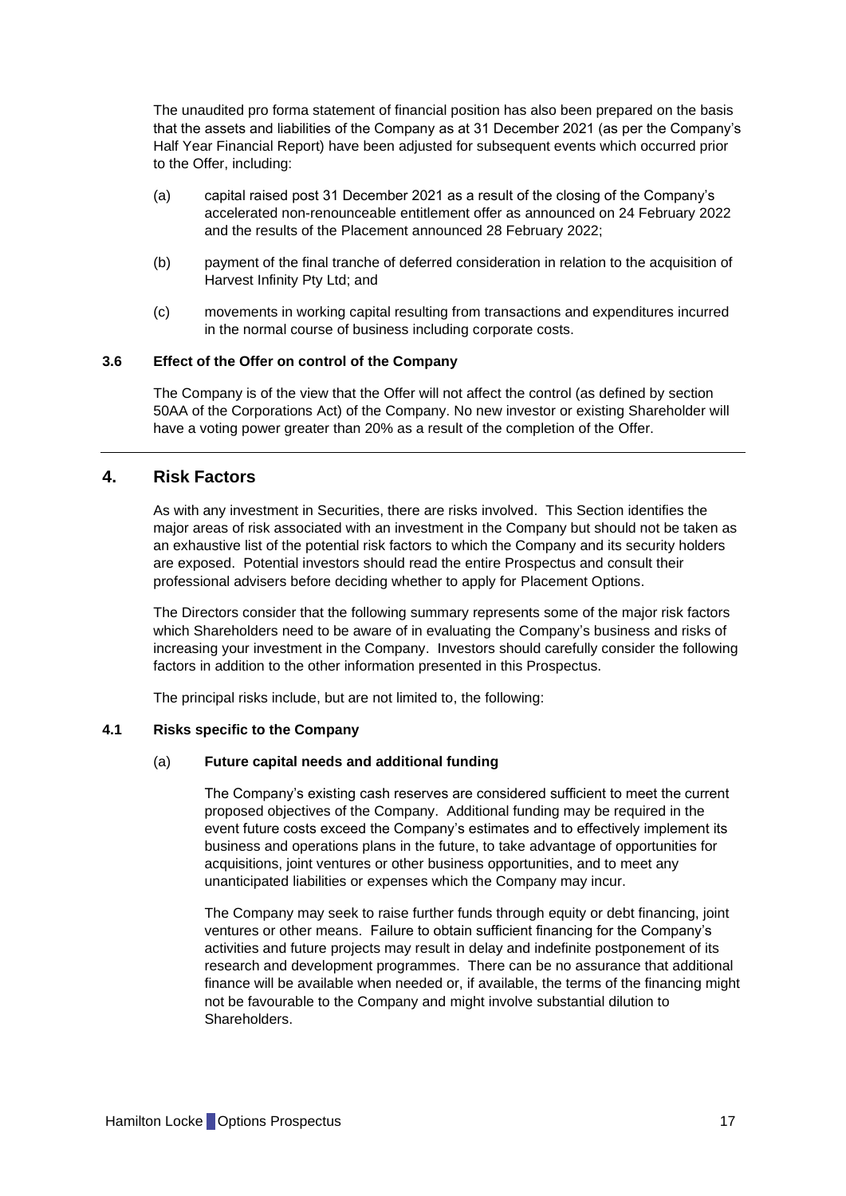The unaudited pro forma statement of financial position has also been prepared on the basis that the assets and liabilities of the Company as at 31 December 2021 (as per the Company's Half Year Financial Report) have been adjusted for subsequent events which occurred prior to the Offer, including:

(a) capital raised post 31 December 2021 as a result of the closing of the Company's accelerated non-renounceable entitlement offer as announced on 24 February 2022 and the results of the Placement announced 28 February 2022;

(b) payment of the final tranche of deferred consideration in relation to the acquisition of Harvest Infinity Pty Ltd; and

(c) movements in working capital resulting from transactions and expenditures incurred in the normal course of business including corporate costs.

### 3.6 Effect of the Offer on control of the Company

The Company is of the view that the Offer will not affect the control (as defined by section 50AA of the Corporations Act) of the Company. No new investor or existing Shareholder will have a voting power greater than 20% as a result of the completion of the Offer.

## 4. Risk Factors

As with any investment in Securities, there are risks involved. This Section identifies the major areas of risk associated with an investment in the Company but should not be taken as an exhaustive list of the potential risk factors to which the Company and its security holders are exposed. Potential investors should read the entire Prospectus and consult their professional advisers before deciding whether to apply for Placement Options.

The Directors consider that the following summary represents some of the major risk factors which Shareholders need to be aware of in evaluating the Company's business and risks of increasing your investment in the Company. Investors should carefully consider the following factors in addition to the other information presented in this Prospectus.

The principal risks include, but are not limited to, the following:

### 4.1 Risks specific to the Company

#### (a) Future capital needs and additional funding

The Company's existing cash reserves are considered sufficient to meet the current proposed objectives of the Company. Additional funding may be required in the event future costs exceed the Company's estimates and to effectively implement its business and operations plans in the future, to take advantage of opportunities for acquisitions, joint ventures or other business opportunities, and to meet any unanticipated liabilities or expenses which the Company may incur.

The Company may seek to raise further funds through equity or debt financing, joint ventures or other means. Failure to obtain sufficient financing for the Company's activities and future projects may result in delay and indefinite postponement of its research and development programmes. There can be no assurance that additional finance will be available when needed or, if available, the terms of the financing might not be favourable to the Company and might involve substantial dilution to Shareholders.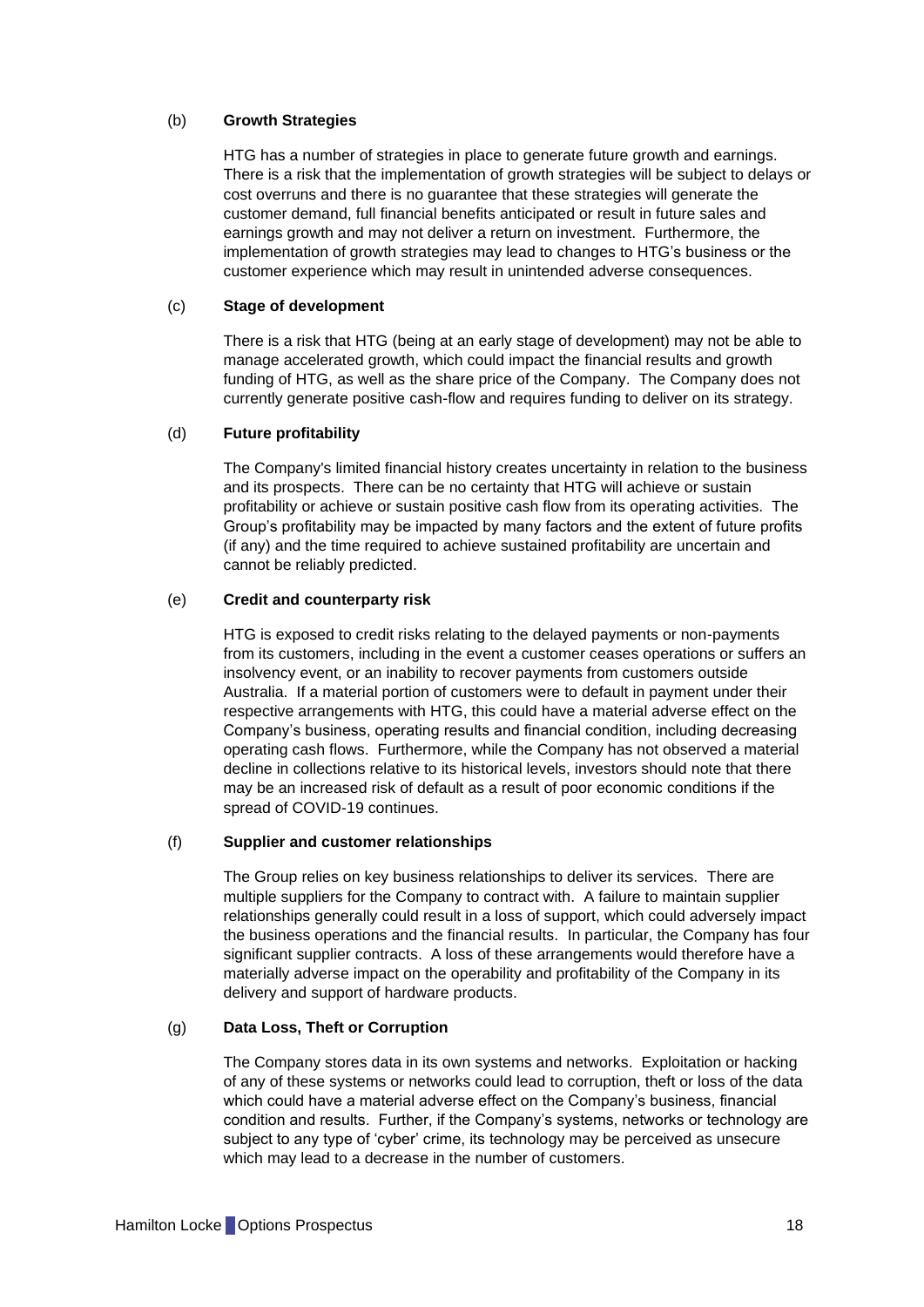(b) **Growth Strategies**

HTG has a number of strategies in place to generate future growth and earnings. There is a risk that the implementation of growth strategies will be subject to delays or cost overruns and there is no guarantee that these strategies will generate the customer demand, full financial benefits anticipated or result in future sales and earnings growth and may not deliver a return on investment. Furthermore, the implementation of growth strategies may lead to changes to HTG's business or the customer experience which may result in unintended adverse consequences.

(c) **Stage of development**

There is a risk that HTG (being at an early stage of development) may not be able to manage accelerated growth, which could impact the financial results and growth funding of HTG, as well as the share price of the Company. The Company does not currently generate positive cash-flow and requires funding to deliver on its strategy.

(d) **Future profitability**

The Company's limited financial history creates uncertainty in relation to the business and its prospects. There can be no certainty that HTG will achieve or sustain profitability or achieve or sustain positive cash flow from its operating activities. The Group's profitability may be impacted by many factors and the extent of future profits (if any) and the time required to achieve sustained profitability are uncertain and cannot be reliably predicted.

(e) **Credit and counterparty risk**

HTG is exposed to credit risks relating to the delayed payments or non-payments from its customers, including in the event a customer ceases operations or suffers an insolvency event, or an inability to recover payments from customers outside Australia. If a material portion of customers were to default in payment under their respective arrangements with HTG, this could have a material adverse effect on the Company's business, operating results and financial condition, including decreasing operating cash flows. Furthermore, while the Company has not observed a material decline in collections relative to its historical levels, investors should note that there may be an increased risk of default as a result of poor economic conditions if the spread of COVID-19 continues.

(f) **Supplier and customer relationships**

The Group relies on key business relationships to deliver its services. There are multiple suppliers for the Company to contract with. A failure to maintain supplier relationships generally could result in a loss of support, which could adversely impact the business operations and the financial results. In particular, the Company has four significant supplier contracts. A loss of these arrangements would therefore have a materially adverse impact on the operability and profitability of the Company in its delivery and support of hardware products.

(g) **Data Loss, Theft or Corruption**

The Company stores data in its own systems and networks. Exploitation or hacking of any of these systems or networks could lead to corruption, theft or loss of the data which could have a material adverse effect on the Company's business, financial condition and results. Further, if the Company's systems, networks or technology are subject to any type of 'cyber' crime, its technology may be perceived as unsecure which may lead to a decrease in the number of customers.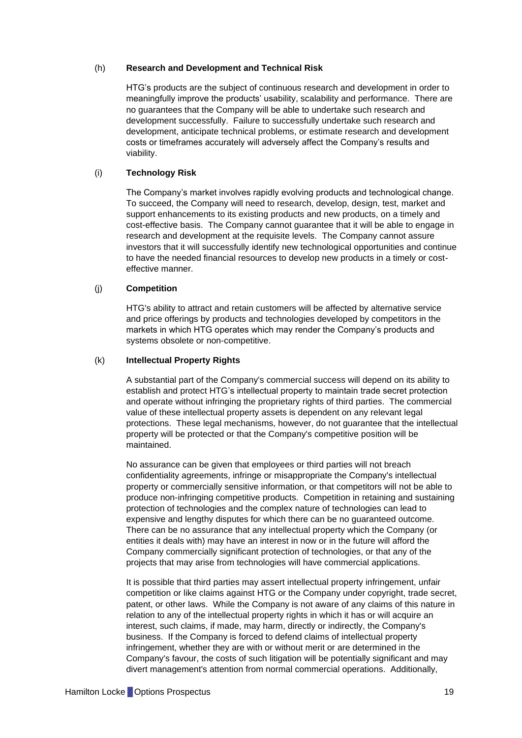### (h) Research and Development and Technical Risk

HTG's products are the subject of continuous research and development in order to meaningfully improve the products' usability, scalability and performance. There are no guarantees that the Company will be able to undertake such research and development successfully. Failure to successfully undertake such research and development, anticipate technical problems, or estimate research and development costs or timeframes accurately will adversely affect the Company's results and viability.

### (i) Technology Risk

The Company's market involves rapidly evolving products and technological change. To succeed, the Company will need to research, develop, design, test, market and support enhancements to its existing products and new products, on a timely and cost-effective basis. The Company cannot guarantee that it will be able to engage in research and development at the requisite levels. The Company cannot assure investors that it will successfully identify new technological opportunities and continue to have the needed financial resources to develop new products in a timely or cost-effective manner.

### (j) Competition

HTG's ability to attract and retain customers will be affected by alternative service and price offerings by products and technologies developed by competitors in the markets in which HTG operates which may render the Company's products and systems obsolete or non-competitive.

### (k) Intellectual Property Rights

A substantial part of the Company's commercial success will depend on its ability to establish and protect HTG's intellectual property to maintain trade secret protection and operate without infringing the proprietary rights of third parties. The commercial value of these intellectual property assets is dependent on any relevant legal protections. These legal mechanisms, however, do not guarantee that the intellectual property will be protected or that the Company's competitive position will be maintained.

No assurance can be given that employees or third parties will not breach confidentiality agreements, infringe or misappropriate the Company's intellectual property or commercially sensitive information, or that competitors will not be able to produce non-infringing competitive products. Competition in retaining and sustaining protection of technologies and the complex nature of technologies can lead to expensive and lengthy disputes for which there can be no guaranteed outcome. There can be no assurance that any intellectual property which the Company (or entities it deals with) may have an interest in now or in the future will afford the Company commercially significant protection of technologies, or that any of the projects that may arise from technologies will have commercial applications.

It is possible that third parties may assert intellectual property infringement, unfair competition or like claims against HTG or the Company under copyright, trade secret, patent, or other laws. While the Company is not aware of any claims of this nature in relation to any of the intellectual property rights in which it has or will acquire an interest, such claims, if made, may harm, directly or indirectly, the Company's business. If the Company is forced to defend claims of intellectual property infringement, whether they are with or without merit or are determined in the Company's favour, the costs of such litigation will be potentially significant and may divert management's attention from normal commercial operations. Additionally,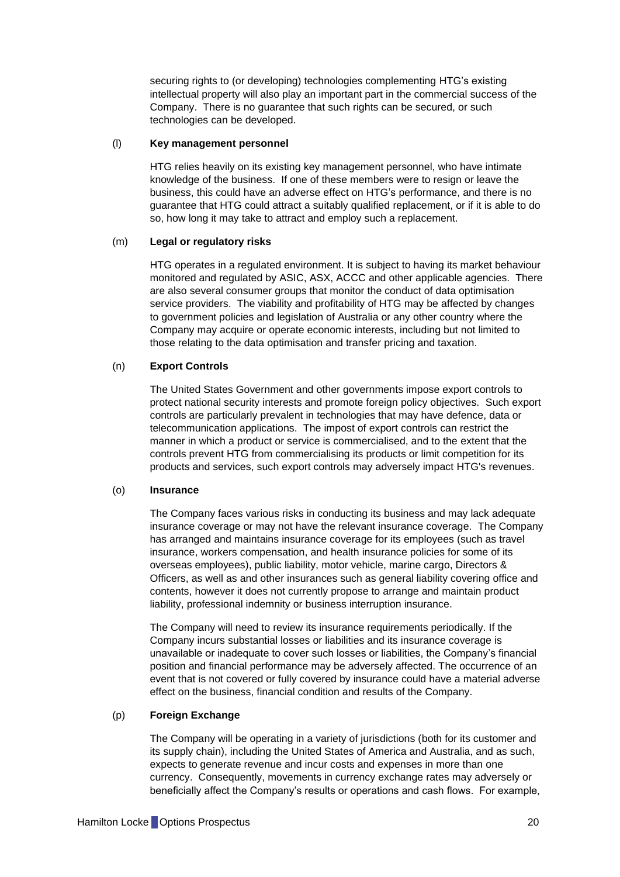securing rights to (or developing) technologies complementing HTG's existing intellectual property will also play an important part in the commercial success of the Company. There is no guarantee that such rights can be secured, or such technologies can be developed.

(l) **Key management personnel**

HTG relies heavily on its existing key management personnel, who have intimate knowledge of the business. If one of these members were to resign or leave the business, this could have an adverse effect on HTG's performance, and there is no guarantee that HTG could attract a suitably qualified replacement, or if it is able to do so, how long it may take to attract and employ such a replacement.

(m) **Legal or regulatory risks**

HTG operates in a regulated environment. It is subject to having its market behaviour monitored and regulated by ASIC, ASX, ACCC and other applicable agencies. There are also several consumer groups that monitor the conduct of data optimisation service providers. The viability and profitability of HTG may be affected by changes to government policies and legislation of Australia or any other country where the Company may acquire or operate economic interests, including but not limited to those relating to the data optimisation and transfer pricing and taxation.

(n) **Export Controls**

The United States Government and other governments impose export controls to protect national security interests and promote foreign policy objectives. Such export controls are particularly prevalent in technologies that may have defence, data or telecommunication applications. The impost of export controls can restrict the manner in which a product or service is commercialised, and to the extent that the controls prevent HTG from commercialising its products or limit competition for its products and services, such export controls may adversely impact HTG's revenues.

(o) **Insurance**

The Company faces various risks in conducting its business and may lack adequate insurance coverage or may not have the relevant insurance coverage. The Company has arranged and maintains insurance coverage for its employees (such as travel insurance, workers compensation, and health insurance policies for some of its overseas employees), public liability, motor vehicle, marine cargo, Directors & Officers, as well as and other insurances such as general liability covering office and contents, however it does not currently propose to arrange and maintain product liability, professional indemnity or business interruption insurance.

The Company will need to review its insurance requirements periodically. If the Company incurs substantial losses or liabilities and its insurance coverage is unavailable or inadequate to cover such losses or liabilities, the Company's financial position and financial performance may be adversely affected. The occurrence of an event that is not covered or fully covered by insurance could have a material adverse effect on the business, financial condition and results of the Company.

(p) **Foreign Exchange**

The Company will be operating in a variety of jurisdictions (both for its customer and its supply chain), including the United States of America and Australia, and as such, expects to generate revenue and incur costs and expenses in more than one currency. Consequently, movements in currency exchange rates may adversely or beneficially affect the Company's results or operations and cash flows. For example,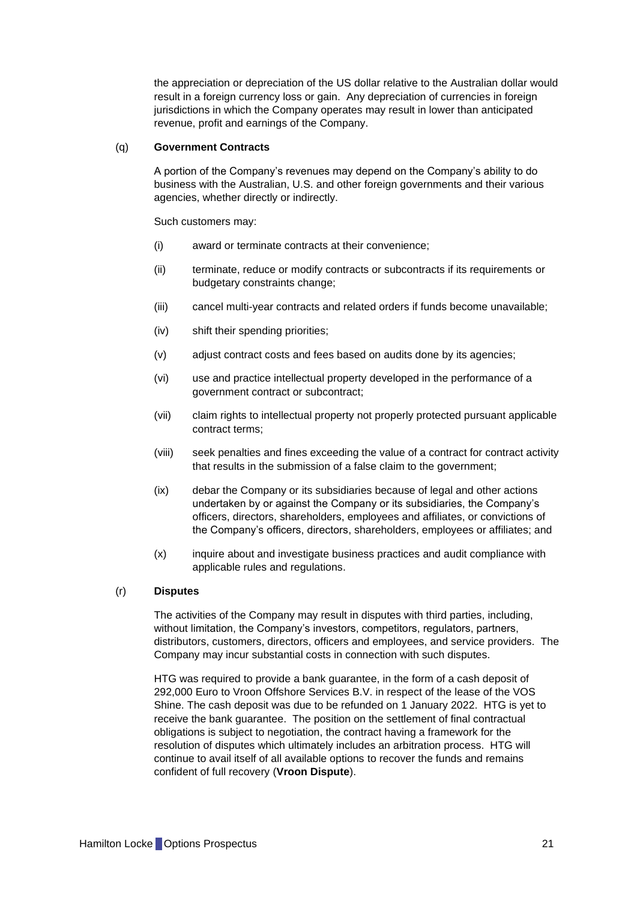the appreciation or depreciation of the US dollar relative to the Australian dollar would result in a foreign currency loss or gain. Any depreciation of currencies in foreign jurisdictions in which the Company operates may result in lower than anticipated revenue, profit and earnings of the Company.

(q) **Government Contracts**

A portion of the Company's revenues may depend on the Company's ability to do business with the Australian, U.S. and other foreign governments and their various agencies, whether directly or indirectly.

Such customers may:

(i) award or terminate contracts at their convenience;

(ii) terminate, reduce or modify contracts or subcontracts if its requirements or budgetary constraints change;

(iii) cancel multi-year contracts and related orders if funds become unavailable;

(iv) shift their spending priorities;

(v) adjust contract costs and fees based on audits done by its agencies;

(vi) use and practice intellectual property developed in the performance of a government contract or subcontract;

(vii) claim rights to intellectual property not properly protected pursuant applicable contract terms;

(viii) seek penalties and fines exceeding the value of a contract for contract activity that results in the submission of a false claim to the government;

(ix) debar the Company or its subsidiaries because of legal and other actions undertaken by or against the Company or its subsidiaries, the Company's officers, directors, shareholders, employees and affiliates, or convictions of the Company's officers, directors, shareholders, employees or affiliates; and

(x) inquire about and investigate business practices and audit compliance with applicable rules and regulations.

(r) **Disputes**

The activities of the Company may result in disputes with third parties, including, without limitation, the Company's investors, competitors, regulators, partners, distributors, customers, directors, officers and employees, and service providers. The Company may incur substantial costs in connection with such disputes.

HTG was required to provide a bank guarantee, in the form of a cash deposit of 292,000 Euro to Vroon Offshore Services B.V. in respect of the lease of the VOS Shine. The cash deposit was due to be refunded on 1 January 2022. HTG is yet to receive the bank guarantee. The position on the settlement of final contractual obligations is subject to negotiation, the contract having a framework for the resolution of disputes which ultimately includes an arbitration process. HTG will continue to avail itself of all available options to recover the funds and remains confident of full recovery (**Vroon Dispute**).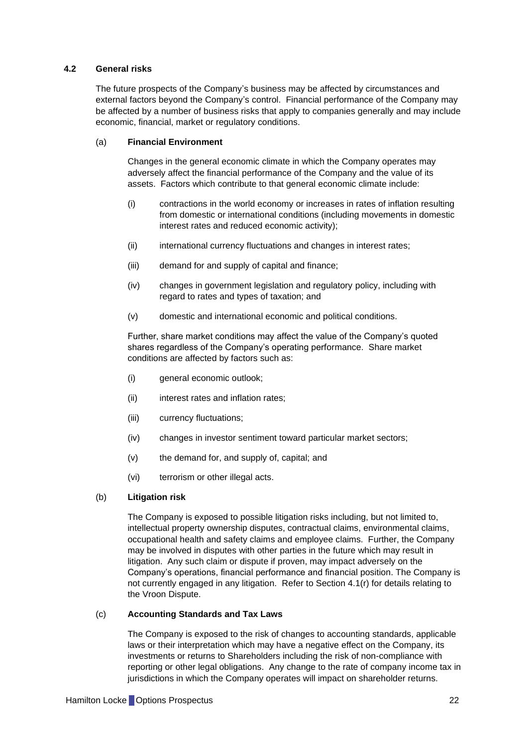## 4.2 General risks

The future prospects of the Company's business may be affected by circumstances and external factors beyond the Company's control. Financial performance of the Company may be affected by a number of business risks that apply to companies generally and may include economic, financial, market or regulatory conditions.

### (a) Financial Environment

Changes in the general economic climate in which the Company operates may adversely affect the financial performance of the Company and the value of its assets. Factors which contribute to that general economic climate include:

(i) contractions in the world economy or increases in rates of inflation resulting from domestic or international conditions (including movements in domestic interest rates and reduced economic activity);

(ii) international currency fluctuations and changes in interest rates;

(iii) demand for and supply of capital and finance;

(iv) changes in government legislation and regulatory policy, including with regard to rates and types of taxation; and

(v) domestic and international economic and political conditions.

Further, share market conditions may affect the value of the Company's quoted shares regardless of the Company's operating performance. Share market conditions are affected by factors such as:

(i) general economic outlook;

(ii) interest rates and inflation rates;

(iii) currency fluctuations;

(iv) changes in investor sentiment toward particular market sectors;

(v) the demand for, and supply of, capital; and

(vi) terrorism or other illegal acts.

### (b) Litigation risk

The Company is exposed to possible litigation risks including, but not limited to, intellectual property ownership disputes, contractual claims, environmental claims, occupational health and safety claims and employee claims. Further, the Company may be involved in disputes with other parties in the future which may result in litigation. Any such claim or dispute if proven, may impact adversely on the Company's operations, financial performance and financial position. The Company is not currently engaged in any litigation. Refer to Section 4.1(r) for details relating to the Vroon Dispute.

### (c) Accounting Standards and Tax Laws

The Company is exposed to the risk of changes to accounting standards, applicable laws or their interpretation which may have a negative effect on the Company, its investments or returns to Shareholders including the risk of non-compliance with reporting or other legal obligations. Any change to the rate of company income tax in jurisdictions in which the Company operates will impact on shareholder returns.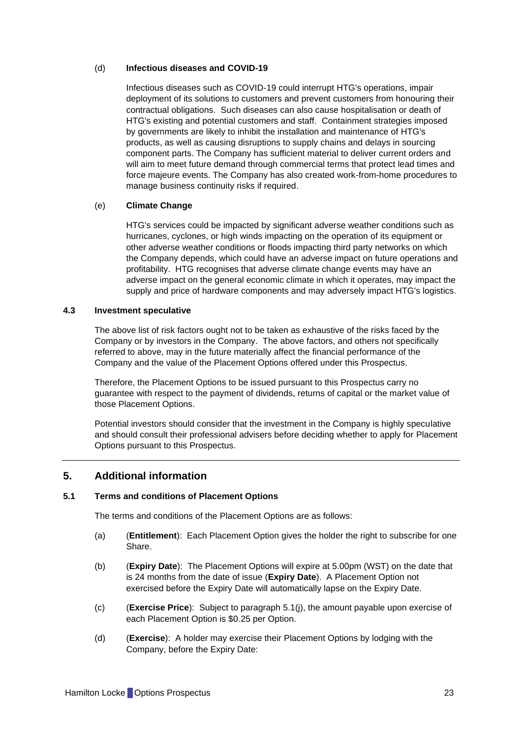(d) **Infectious diseases and COVID-19**

Infectious diseases such as COVID-19 could interrupt HTG's operations, impair deployment of its solutions to customers and prevent customers from honouring their contractual obligations. Such diseases can also cause hospitalisation or death of HTG's existing and potential customers and staff. Containment strategies imposed by governments are likely to inhibit the installation and maintenance of HTG's products, as well as causing disruptions to supply chains and delays in sourcing component parts. The Company has sufficient material to deliver current orders and will aim to meet future demand through commercial terms that protect lead times and force majeure events. The Company has also created work-from-home procedures to manage business continuity risks if required.

(e) **Climate Change**

HTG's services could be impacted by significant adverse weather conditions such as hurricanes, cyclones, or high winds impacting on the operation of its equipment or other adverse weather conditions or floods impacting third party networks on which the Company depends, which could have an adverse impact on future operations and profitability. HTG recognises that adverse climate change events may have an adverse impact on the general economic climate in which it operates, may impact the supply and price of hardware components and may adversely impact HTG's logistics.

### 4.3 Investment speculative

The above list of risk factors ought not to be taken as exhaustive of the risks faced by the Company or by investors in the Company. The above factors, and others not specifically referred to above, may in the future materially affect the financial performance of the Company and the value of the Placement Options offered under this Prospectus.

Therefore, the Placement Options to be issued pursuant to this Prospectus carry no guarantee with respect to the payment of dividends, returns of capital or the market value of those Placement Options.

Potential investors should consider that the investment in the Company is highly speculative and should consult their professional advisers before deciding whether to apply for Placement Options pursuant to this Prospectus.

## 5. Additional information

### 5.1 Terms and conditions of Placement Options

The terms and conditions of the Placement Options are as follows:

(a) (**Entitlement**): Each Placement Option gives the holder the right to subscribe for one Share.

(b) (**Expiry Date**): The Placement Options will expire at 5.00pm (WST) on the date that is 24 months from the date of issue (**Expiry Date**). A Placement Option not exercised before the Expiry Date will automatically lapse on the Expiry Date.

(c) (**Exercise Price**): Subject to paragraph 5.1(j), the amount payable upon exercise of each Placement Option is $0.25 per Option.

(d) (**Exercise**): A holder may exercise their Placement Options by lodging with the Company, before the Expiry Date: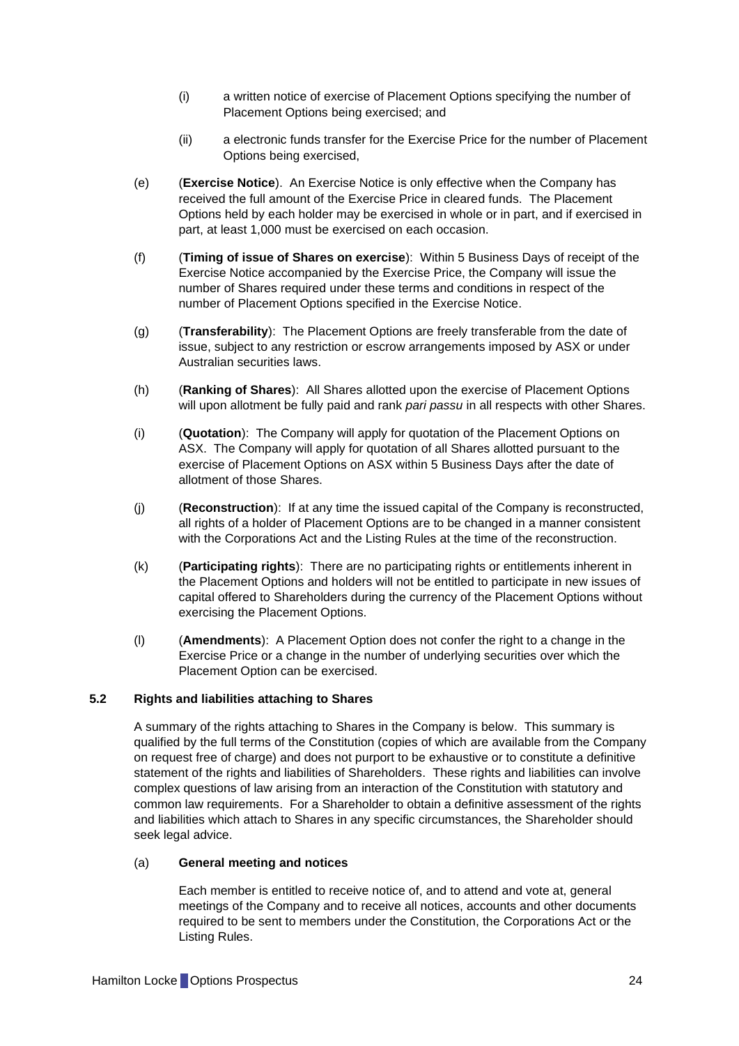(i) a written notice of exercise of Placement Options specifying the number of Placement Options being exercised; and

(ii) a electronic funds transfer for the Exercise Price for the number of Placement Options being exercised,

(e) (**Exercise Notice**). An Exercise Notice is only effective when the Company has received the full amount of the Exercise Price in cleared funds. The Placement Options held by each holder may be exercised in whole or in part, and if exercised in part, at least 1,000 must be exercised on each occasion.

(f) (**Timing of issue of Shares on exercise**): Within 5 Business Days of receipt of the Exercise Notice accompanied by the Exercise Price, the Company will issue the number of Shares required under these terms and conditions in respect of the number of Placement Options specified in the Exercise Notice.

(g) (**Transferability**): The Placement Options are freely transferable from the date of issue, subject to any restriction or escrow arrangements imposed by ASX or under Australian securities laws.

(h) (**Ranking of Shares**): All Shares allotted upon the exercise of Placement Options will upon allotment be fully paid and rank *pari passu* in all respects with other Shares.

(i) (**Quotation**): The Company will apply for quotation of the Placement Options on ASX. The Company will apply for quotation of all Shares allotted pursuant to the exercise of Placement Options on ASX within 5 Business Days after the date of allotment of those Shares.

(j) (**Reconstruction**): If at any time the issued capital of the Company is reconstructed, all rights of a holder of Placement Options are to be changed in a manner consistent with the Corporations Act and the Listing Rules at the time of the reconstruction.

(k) (**Participating rights**): There are no participating rights or entitlements inherent in the Placement Options and holders will not be entitled to participate in new issues of capital offered to Shareholders during the currency of the Placement Options without exercising the Placement Options.

(l) (**Amendments**): A Placement Option does not confer the right to a change in the Exercise Price or a change in the number of underlying securities over which the Placement Option can be exercised.

### 5.2 Rights and liabilities attaching to Shares

A summary of the rights attaching to Shares in the Company is below. This summary is qualified by the full terms of the Constitution (copies of which are available from the Company on request free of charge) and does not purport to be exhaustive or to constitute a definitive statement of the rights and liabilities of Shareholders. These rights and liabilities can involve complex questions of law arising from an interaction of the Constitution with statutory and common law requirements. For a Shareholder to obtain a definitive assessment of the rights and liabilities which attach to Shares in any specific circumstances, the Shareholder should seek legal advice.

(a) **General meeting and notices**

Each member is entitled to receive notice of, and to attend and vote at, general meetings of the Company and to receive all notices, accounts and other documents required to be sent to members under the Constitution, the Corporations Act or the Listing Rules.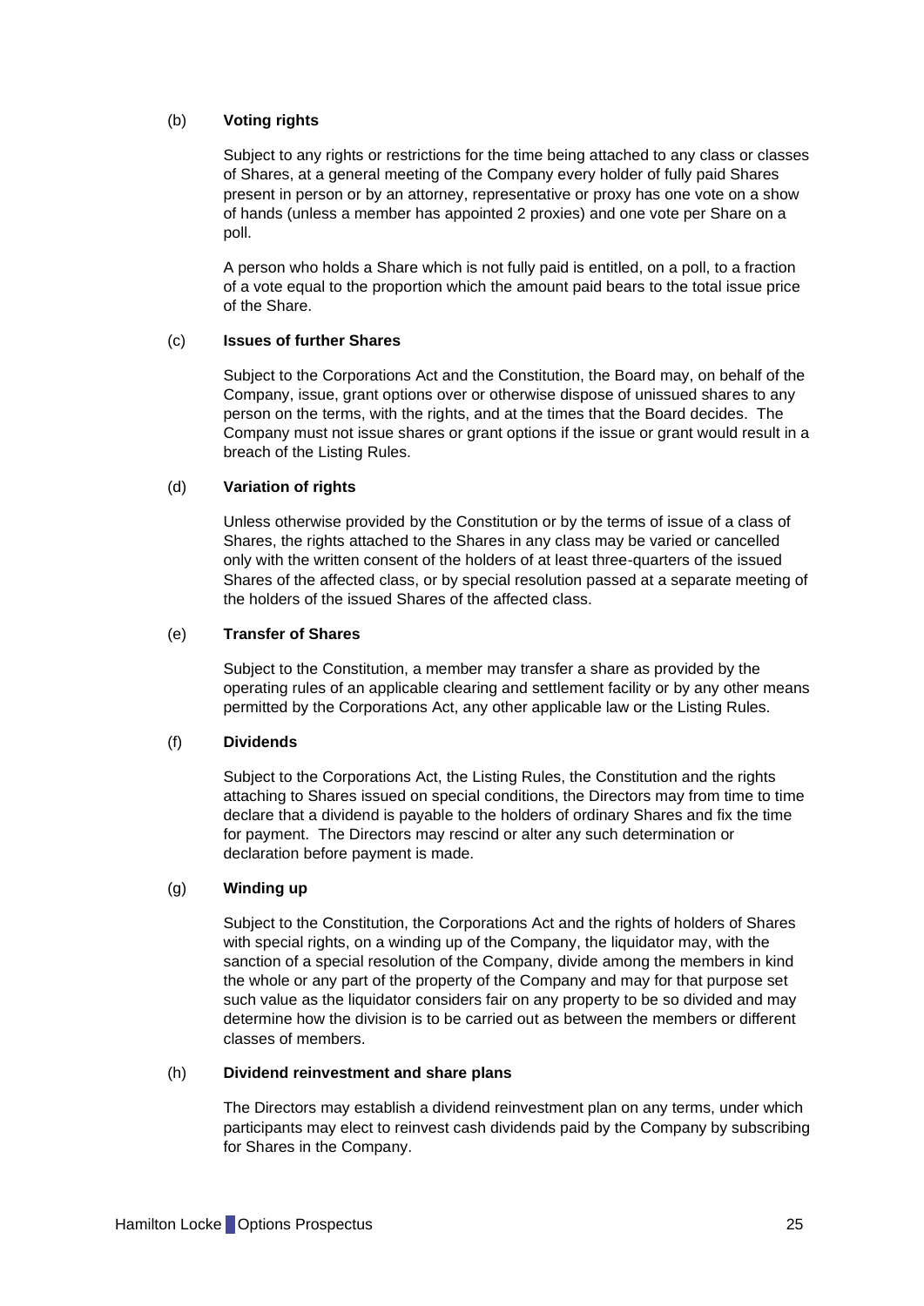(b) **Voting rights**

Subject to any rights or restrictions for the time being attached to any class or classes of Shares, at a general meeting of the Company every holder of fully paid Shares present in person or by an attorney, representative or proxy has one vote on a show of hands (unless a member has appointed 2 proxies) and one vote per Share on a poll.

A person who holds a Share which is not fully paid is entitled, on a poll, to a fraction of a vote equal to the proportion which the amount paid bears to the total issue price of the Share.

(c) **Issues of further Shares**

Subject to the Corporations Act and the Constitution, the Board may, on behalf of the Company, issue, grant options over or otherwise dispose of unissued shares to any person on the terms, with the rights, and at the times that the Board decides. The Company must not issue shares or grant options if the issue or grant would result in a breach of the Listing Rules.

(d) **Variation of rights**

Unless otherwise provided by the Constitution or by the terms of issue of a class of Shares, the rights attached to the Shares in any class may be varied or cancelled only with the written consent of the holders of at least three-quarters of the issued Shares of the affected class, or by special resolution passed at a separate meeting of the holders of the issued Shares of the affected class.

(e) **Transfer of Shares**

Subject to the Constitution, a member may transfer a share as provided by the operating rules of an applicable clearing and settlement facility or by any other means permitted by the Corporations Act, any other applicable law or the Listing Rules.

(f) **Dividends**

Subject to the Corporations Act, the Listing Rules, the Constitution and the rights attaching to Shares issued on special conditions, the Directors may from time to time declare that a dividend is payable to the holders of ordinary Shares and fix the time for payment. The Directors may rescind or alter any such determination or declaration before payment is made.

(g) **Winding up**

Subject to the Constitution, the Corporations Act and the rights of holders of Shares with special rights, on a winding up of the Company, the liquidator may, with the sanction of a special resolution of the Company, divide among the members in kind the whole or any part of the property of the Company and may for that purpose set such value as the liquidator considers fair on any property to be so divided and may determine how the division is to be carried out as between the members or different classes of members.

(h) **Dividend reinvestment and share plans**

The Directors may establish a dividend reinvestment plan on any terms, under which participants may elect to reinvest cash dividends paid by the Company by subscribing for Shares in the Company.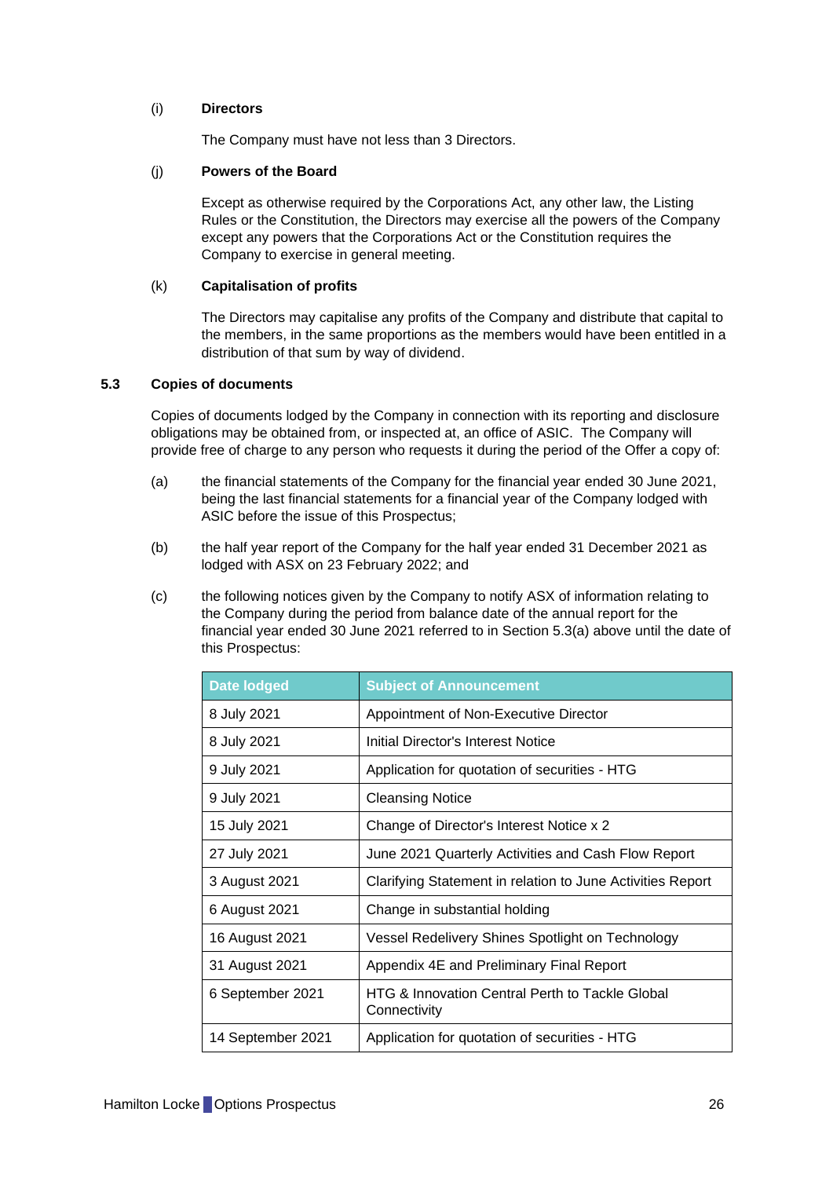(i) **Directors**

The Company must have not less than 3 Directors.

(j) **Powers of the Board**

Except as otherwise required by the Corporations Act, any other law, the Listing Rules or the Constitution, the Directors may exercise all the powers of the Company except any powers that the Corporations Act or the Constitution requires the Company to exercise in general meeting.

(k) **Capitalisation of profits**

The Directors may capitalise any profits of the Company and distribute that capital to the members, in the same proportions as the members would have been entitled in a distribution of that sum by way of dividend.

## 5.3 Copies of documents

Copies of documents lodged by the Company in connection with its reporting and disclosure obligations may be obtained from, or inspected at, an office of ASIC. The Company will provide free of charge to any person who requests it during the period of the Offer a copy of:

(a) the financial statements of the Company for the financial year ended 30 June 2021, being the last financial statements for a financial year of the Company lodged with ASIC before the issue of this Prospectus;

(b) the half year report of the Company for the half year ended 31 December 2021 as lodged with ASX on 23 February 2022; and

(c) the following notices given by the Company to notify ASX of information relating to the Company during the period from balance date of the annual report for the financial year ended 30 June 2021 referred to in Section 5.3(a) above until the date of this Prospectus:

| Date lodged | Subject of Announcement |
|---|---|
| 8 July 2021 | Appointment of Non-Executive Director |
| 8 July 2021 | Initial Director's Interest Notice |
| 9 July 2021 | Application for quotation of securities - HTG |
| 9 July 2021 | Cleansing Notice |
| 15 July 2021 | Change of Director's Interest Notice x 2 |
| 27 July 2021 | June 2021 Quarterly Activities and Cash Flow Report |
| 3 August 2021 | Clarifying Statement in relation to June Activities Report |
| 6 August 2021 | Change in substantial holding |
| 16 August 2021 | Vessel Redelivery Shines Spotlight on Technology |
| 31 August 2021 | Appendix 4E and Preliminary Final Report |
| 6 September 2021 | HTG & Innovation Central Perth to Tackle Global Connectivity |
| 14 September 2021 | Application for quotation of securities - HTG |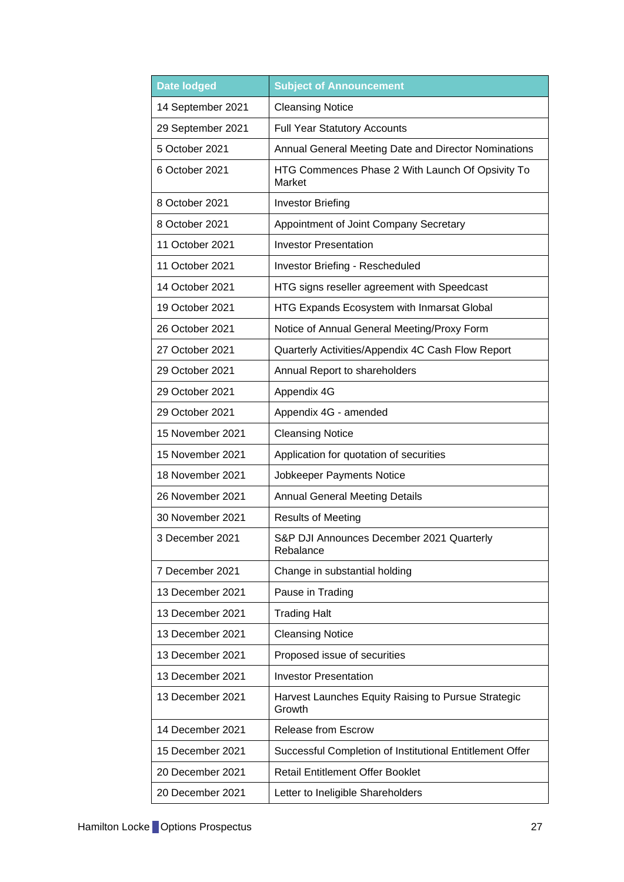| Date lodged | Subject of Announcement |
|---|---|
| 14 September 2021 | Cleansing Notice |
| 29 September 2021 | Full Year Statutory Accounts |
| 5 October 2021 | Annual General Meeting Date and Director Nominations |
| 6 October 2021 | HTG Commences Phase 2 With Launch Of Opsivity To Market |
| 8 October 2021 | Investor Briefing |
| 8 October 2021 | Appointment of Joint Company Secretary |
| 11 October 2021 | Investor Presentation |
| 11 October 2021 | Investor Briefing - Rescheduled |
| 14 October 2021 | HTG signs reseller agreement with Speedcast |
| 19 October 2021 | HTG Expands Ecosystem with Inmarsat Global |
| 26 October 2021 | Notice of Annual General Meeting/Proxy Form |
| 27 October 2021 | Quarterly Activities/Appendix 4C Cash Flow Report |
| 29 October 2021 | Annual Report to shareholders |
| 29 October 2021 | Appendix 4G |
| 29 October 2021 | Appendix 4G - amended |
| 15 November 2021 | Cleansing Notice |
| 15 November 2021 | Application for quotation of securities |
| 18 November 2021 | Jobkeeper Payments Notice |
| 26 November 2021 | Annual General Meeting Details |
| 30 November 2021 | Results of Meeting |
| 3 December 2021 | S&P DJI Announces December 2021 Quarterly Rebalance |
| 7 December 2021 | Change in substantial holding |
| 13 December 2021 | Pause in Trading |
| 13 December 2021 | Trading Halt |
| 13 December 2021 | Cleansing Notice |
| 13 December 2021 | Proposed issue of securities |
| 13 December 2021 | Investor Presentation |
| 13 December 2021 | Harvest Launches Equity Raising to Pursue Strategic Growth |
| 14 December 2021 | Release from Escrow |
| 15 December 2021 | Successful Completion of Institutional Entitlement Offer |
| 20 December 2021 | Retail Entitlement Offer Booklet |
| 20 December 2021 | Letter to Ineligible Shareholders |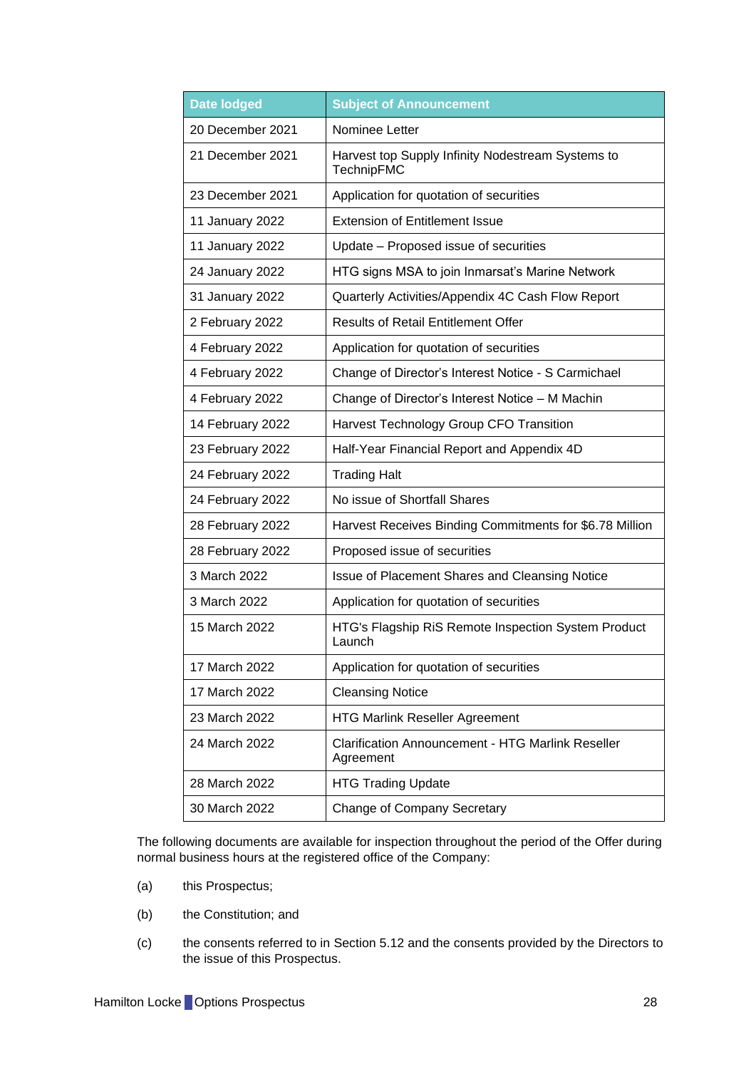| Date lodged | Subject of Announcement |
|---|---|
| 20 December 2021 | Nominee Letter |
| 21 December 2021 | Harvest top Supply Infinity Nodestream Systems to TechnipFMC |
| 23 December 2021 | Application for quotation of securities |
| 11 January 2022 | Extension of Entitlement Issue |
| 11 January 2022 | Update – Proposed issue of securities |
| 24 January 2022 | HTG signs MSA to join Inmarsat's Marine Network |
| 31 January 2022 | Quarterly Activities/Appendix 4C Cash Flow Report |
| 2 February 2022 | Results of Retail Entitlement Offer |
| 4 February 2022 | Application for quotation of securities |
| 4 February 2022 | Change of Director's Interest Notice - S Carmichael |
| 4 February 2022 | Change of Director's Interest Notice – M Machin |
| 14 February 2022 | Harvest Technology Group CFO Transition |
| 23 February 2022 | Half-Year Financial Report and Appendix 4D |
| 24 February 2022 | Trading Halt |
| 24 February 2022 | No issue of Shortfall Shares |
| 28 February 2022 | Harvest Receives Binding Commitments for $6.78 Million |
| 28 February 2022 | Proposed issue of securities |
| 3 March 2022 | Issue of Placement Shares and Cleansing Notice |
| 3 March 2022 | Application for quotation of securities |
| 15 March 2022 | HTG's Flagship RiS Remote Inspection System Product Launch |
| 17 March 2022 | Application for quotation of securities |
| 17 March 2022 | Cleansing Notice |
| 23 March 2022 | HTG Marlink Reseller Agreement |
| 24 March 2022 | Clarification Announcement - HTG Marlink Reseller Agreement |
| 28 March 2022 | HTG Trading Update |
| 30 March 2022 | Change of Company Secretary |

The following documents are available for inspection throughout the period of the Offer during normal business hours at the registered office of the Company:

(a) this Prospectus;

(b) the Constitution; and

(c) the consents referred to in Section 5.12 and the consents provided by the Directors to the issue of this Prospectus.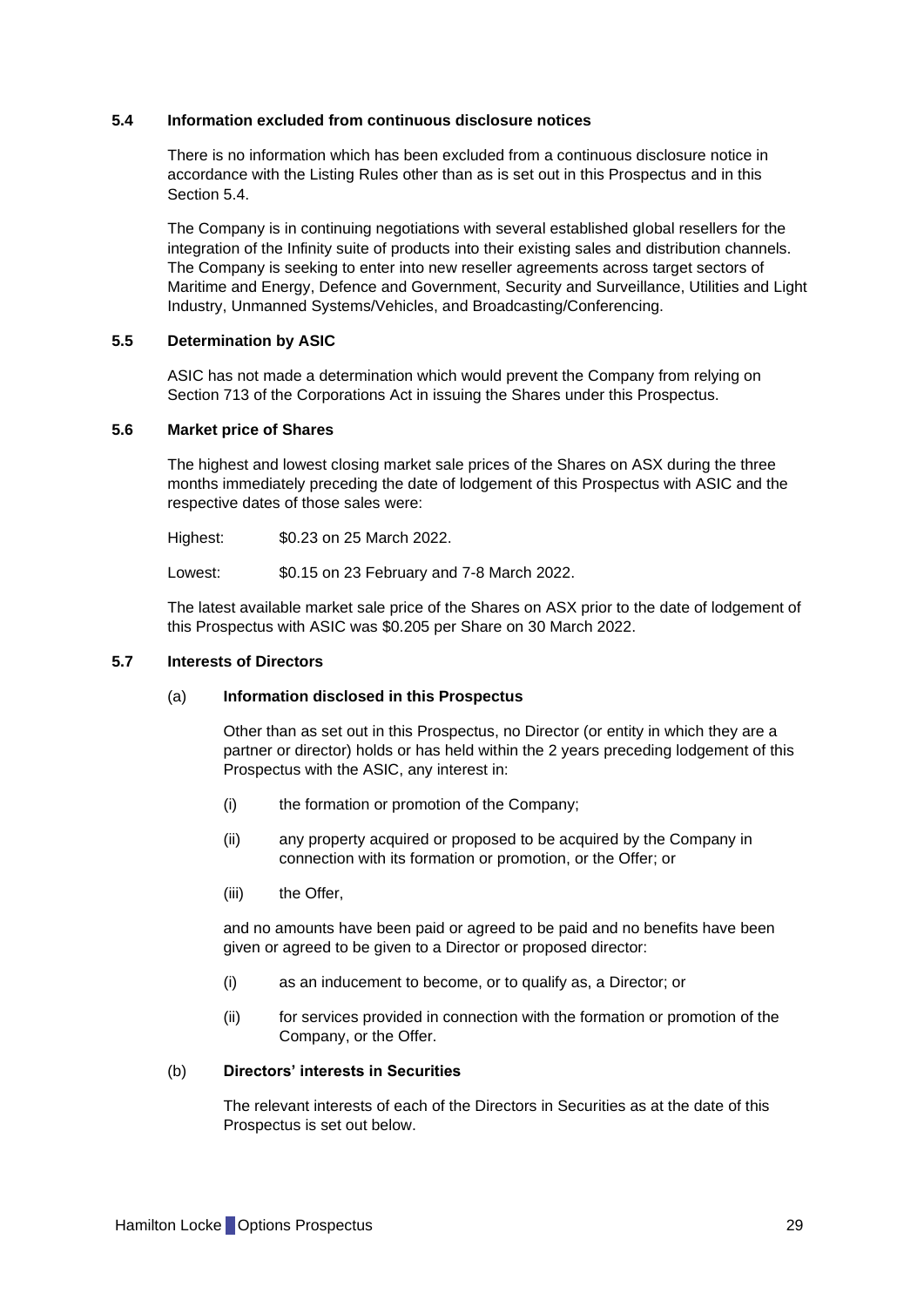### 5.4 Information excluded from continuous disclosure notices

There is no information which has been excluded from a continuous disclosure notice in accordance with the Listing Rules other than as is set out in this Prospectus and in this Section 5.4.

The Company is in continuing negotiations with several established global resellers for the integration of the Infinity suite of products into their existing sales and distribution channels. The Company is seeking to enter into new reseller agreements across target sectors of Maritime and Energy, Defence and Government, Security and Surveillance, Utilities and Light Industry, Unmanned Systems/Vehicles, and Broadcasting/Conferencing.

### 5.5 Determination by ASIC

ASIC has not made a determination which would prevent the Company from relying on Section 713 of the Corporations Act in issuing the Shares under this Prospectus.

### 5.6 Market price of Shares

The highest and lowest closing market sale prices of the Shares on ASX during the three months immediately preceding the date of lodgement of this Prospectus with ASIC and the respective dates of those sales were:

Highest: $0.23 on 25 March 2022.

Lowest: $0.15 on 23 February and 7-8 March 2022.

The latest available market sale price of the Shares on ASX prior to the date of lodgement of this Prospectus with ASIC was $0.205 per Share on 30 March 2022.

### 5.7 Interests of Directors

#### (a) Information disclosed in this Prospectus

Other than as set out in this Prospectus, no Director (or entity in which they are a partner or director) holds or has held within the 2 years preceding lodgement of this Prospectus with the ASIC, any interest in:

(i) the formation or promotion of the Company;

(ii) any property acquired or proposed to be acquired by the Company in connection with its formation or promotion, or the Offer; or

(iii) the Offer,

and no amounts have been paid or agreed to be paid and no benefits have been given or agreed to be given to a Director or proposed director:

(i) as an inducement to become, or to qualify as, a Director; or

(ii) for services provided in connection with the formation or promotion of the Company, or the Offer.

#### (b) Directors' interests in Securities

The relevant interests of each of the Directors in Securities as at the date of this Prospectus is set out below.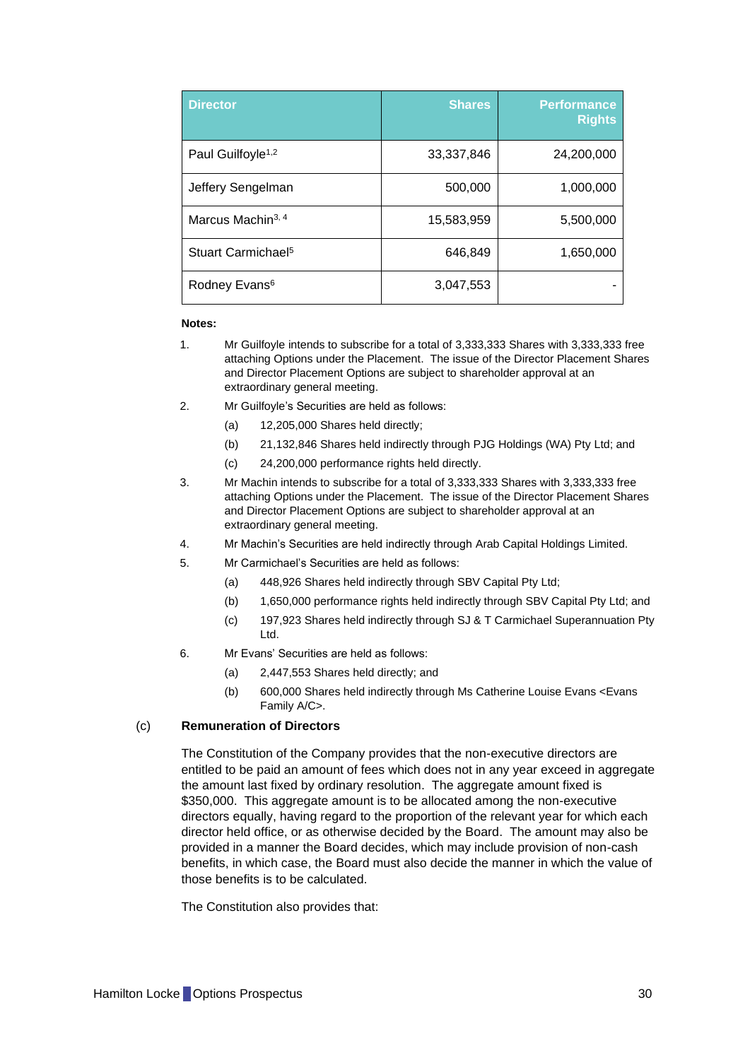| Director | Shares | Performance Rights |
| --- | --- | --- |
| Paul Guilfoyle[1,2] | 33,337,846 | 24,200,000 |
| Jeffery Sengelman | 500,000 | 1,000,000 |
| Marcus Machin[3, 4] | 15,583,959 | 5,500,000 |
| Stuart Carmichael[5] | 646,849 | 1,650,000 |
| Rodney Evans[6] | 3,047,553 | - |

**Notes:**

1. Mr Guilfoyle intends to subscribe for a total of 3,333,333 Shares with 3,333,333 free attaching Options under the Placement. The issue of the Director Placement Shares and Director Placement Options are subject to shareholder approval at an extraordinary general meeting.
2. Mr Guilfoyle's Securities are held as follows:
   (a) 12,205,000 Shares held directly;
   (b) 21,132,846 Shares held indirectly through PJG Holdings (WA) Pty Ltd; and
   (c) 24,200,000 performance rights held directly.
3. Mr Machin intends to subscribe for a total of 3,333,333 Shares with 3,333,333 free attaching Options under the Placement. The issue of the Director Placement Shares and Director Placement Options are subject to shareholder approval at an extraordinary general meeting.
4. Mr Machin's Securities are held indirectly through Arab Capital Holdings Limited.
5. Mr Carmichael's Securities are held as follows:
   (a) 448,926 Shares held indirectly through SBV Capital Pty Ltd;
   (b) 1,650,000 performance rights held indirectly through SBV Capital Pty Ltd; and
   (c) 197,923 Shares held indirectly through SJ & T Carmichael Superannuation Pty Ltd.
6. Mr Evans' Securities are held as follows:
   (a) 2,447,553 Shares held directly; and
   (b) 600,000 Shares held indirectly through Ms Catherine Louise Evans <Evans Family A/C>.

(c) **Remuneration of Directors**

The Constitution of the Company provides that the non-executive directors are entitled to be paid an amount of fees which does not in any year exceed in aggregate the amount last fixed by ordinary resolution. The aggregate amount fixed is $350,000. This aggregate amount is to be allocated among the non-executive directors equally, having regard to the proportion of the relevant year for which each director held office, or as otherwise decided by the Board. The amount may also be provided in a manner the Board decides, which may include provision of non-cash benefits, in which case, the Board must also decide the manner in which the value of those benefits is to be calculated.

The Constitution also provides that: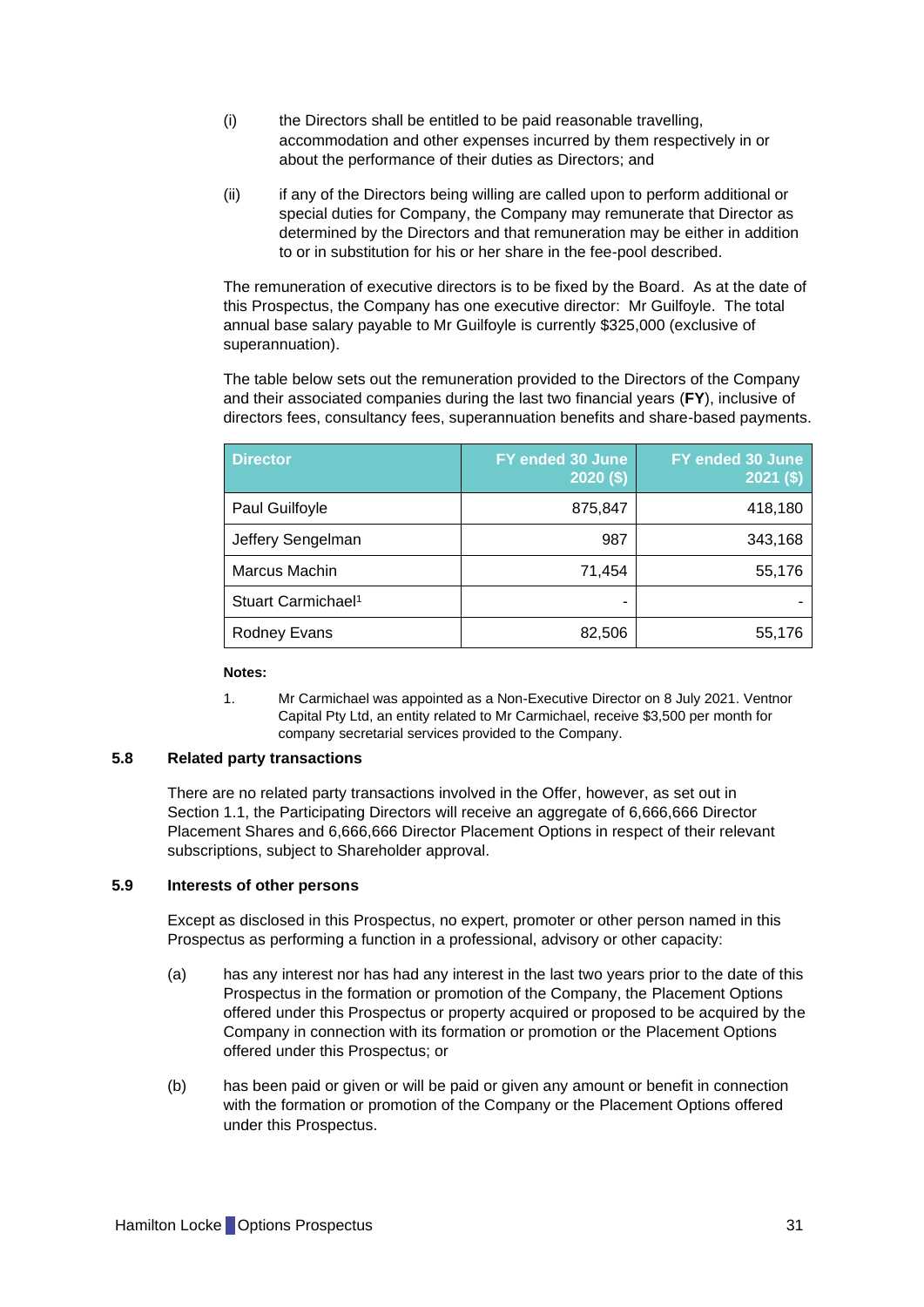(i) the Directors shall be entitled to be paid reasonable travelling, accommodation and other expenses incurred by them respectively in or about the performance of their duties as Directors; and

(ii) if any of the Directors being willing are called upon to perform additional or special duties for Company, the Company may remunerate that Director as determined by the Directors and that remuneration may be either in addition to or in substitution for his or her share in the fee-pool described.

The remuneration of executive directors is to be fixed by the Board. As at the date of this Prospectus, the Company has one executive director: Mr Guilfoyle. The total annual base salary payable to Mr Guilfoyle is currently $325,000 (exclusive of superannuation).

The table below sets out the remuneration provided to the Directors of the Company and their associated companies during the last two financial years (**FY**), inclusive of directors fees, consultancy fees, superannuation benefits and share-based payments.

| Director | FY ended 30 June 2020 ($) | FY ended 30 June 2021 ($) |
|---|---|---|
| Paul Guilfoyle | 875,847 | 418,180 |
| Jeffery Sengelman | 987 | 343,168 |
| Marcus Machin | 71,454 | 55,176 |
| Stuart Carmichael[1] | - | - |
| Rodney Evans | 82,506 | 55,176 |

**Notes:**

1. Mr Carmichael was appointed as a Non-Executive Director on 8 July 2021. Ventnor Capital Pty Ltd, an entity related to Mr Carmichael, receive $3,500 per month for company secretarial services provided to the Company.

### 5.8 Related party transactions

There are no related party transactions involved in the Offer, however, as set out in Section 1.1, the Participating Directors will receive an aggregate of 6,666,666 Director Placement Shares and 6,666,666 Director Placement Options in respect of their relevant subscriptions, subject to Shareholder approval.

### 5.9 Interests of other persons

Except as disclosed in this Prospectus, no expert, promoter or other person named in this Prospectus as performing a function in a professional, advisory or other capacity:

(a) has any interest nor has had any interest in the last two years prior to the date of this Prospectus in the formation or promotion of the Company, the Placement Options offered under this Prospectus or property acquired or proposed to be acquired by the Company in connection with its formation or promotion or the Placement Options offered under this Prospectus; or

(b) has been paid or given or will be paid or given any amount or benefit in connection with the formation or promotion of the Company or the Placement Options offered under this Prospectus.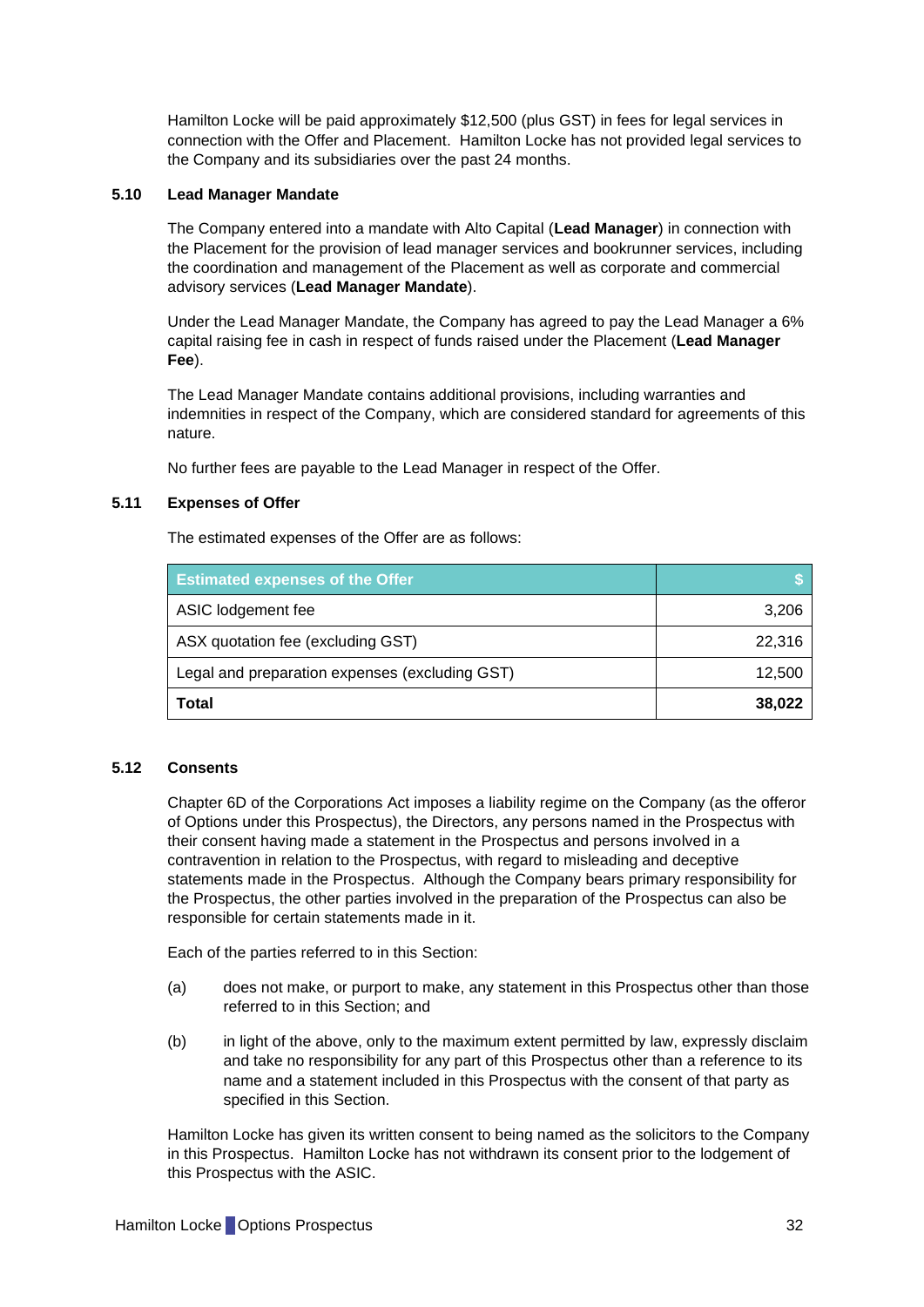Hamilton Locke will be paid approximately $12,500 (plus GST) in fees for legal services in connection with the Offer and Placement. Hamilton Locke has not provided legal services to the Company and its subsidiaries over the past 24 months.

### 5.10 Lead Manager Mandate

The Company entered into a mandate with Alto Capital (**Lead Manager**) in connection with the Placement for the provision of lead manager services and bookrunner services, including the coordination and management of the Placement as well as corporate and commercial advisory services (**Lead Manager Mandate**).

Under the Lead Manager Mandate, the Company has agreed to pay the Lead Manager a 6% capital raising fee in cash in respect of funds raised under the Placement (**Lead Manager Fee**).

The Lead Manager Mandate contains additional provisions, including warranties and indemnities in respect of the Company, which are considered standard for agreements of this nature.

No further fees are payable to the Lead Manager in respect of the Offer.

### 5.11 Expenses of Offer

The estimated expenses of the Offer are as follows:

| Estimated expenses of the Offer | $ |
|---|---:|
| ASIC lodgement fee | 3,206 |
| ASX quotation fee (excluding GST) | 22,316 |
| Legal and preparation expenses (excluding GST) | 12,500 |
| **Total** | **38,022** |

### 5.12 Consents

Chapter 6D of the Corporations Act imposes a liability regime on the Company (as the offeror of Options under this Prospectus), the Directors, any persons named in the Prospectus with their consent having made a statement in the Prospectus and persons involved in a contravention in relation to the Prospectus, with regard to misleading and deceptive statements made in the Prospectus. Although the Company bears primary responsibility for the Prospectus, the other parties involved in the preparation of the Prospectus can also be responsible for certain statements made in it.

Each of the parties referred to in this Section:

(a) does not make, or purport to make, any statement in this Prospectus other than those referred to in this Section; and

(b) in light of the above, only to the maximum extent permitted by law, expressly disclaim and take no responsibility for any part of this Prospectus other than a reference to its name and a statement included in this Prospectus with the consent of that party as specified in this Section.

Hamilton Locke has given its written consent to being named as the solicitors to the Company in this Prospectus. Hamilton Locke has not withdrawn its consent prior to the lodgement of this Prospectus with the ASIC.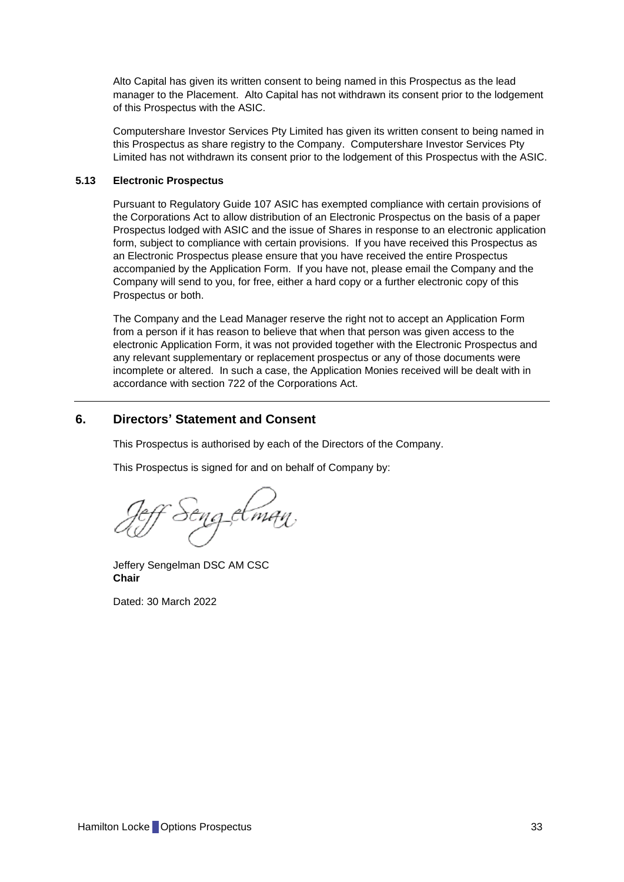Alto Capital has given its written consent to being named in this Prospectus as the lead manager to the Placement. Alto Capital has not withdrawn its consent prior to the lodgement of this Prospectus with the ASIC.

Computershare Investor Services Pty Limited has given its written consent to being named in this Prospectus as share registry to the Company. Computershare Investor Services Pty Limited has not withdrawn its consent prior to the lodgement of this Prospectus with the ASIC.

### 5.13 Electronic Prospectus

Pursuant to Regulatory Guide 107 ASIC has exempted compliance with certain provisions of the Corporations Act to allow distribution of an Electronic Prospectus on the basis of a paper Prospectus lodged with ASIC and the issue of Shares in response to an electronic application form, subject to compliance with certain provisions. If you have received this Prospectus as an Electronic Prospectus please ensure that you have received the entire Prospectus accompanied by the Application Form. If you have not, please email the Company and the Company will send to you, for free, either a hard copy or a further electronic copy of this Prospectus or both.

The Company and the Lead Manager reserve the right not to accept an Application Form from a person if it has reason to believe that when that person was given access to the electronic Application Form, it was not provided together with the Electronic Prospectus and any relevant supplementary or replacement prospectus or any of those documents were incomplete or altered. In such a case, the Application Monies received will be dealt with in accordance with section 722 of the Corporations Act.

## 6. Directors' Statement and Consent

This Prospectus is authorised by each of the Directors of the Company.

This Prospectus is signed for and on behalf of Company by:

Jeffery Sengelman DSC AM CSC
**Chair**

Dated: 30 March 2022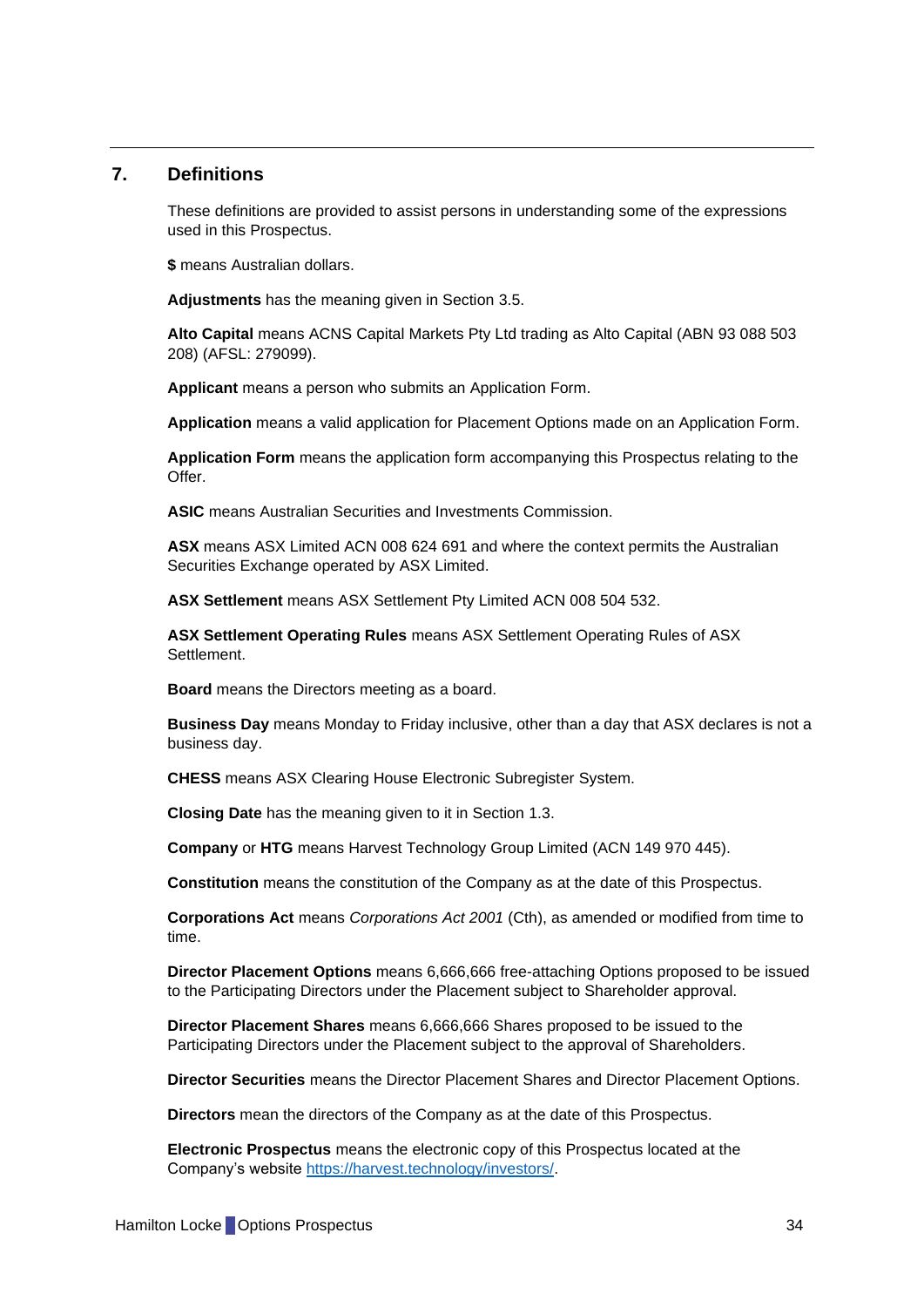## 7. Definitions

These definitions are provided to assist persons in understanding some of the expressions used in this Prospectus.

**$** means Australian dollars.

**Adjustments** has the meaning given in Section 3.5.

**Alto Capital** means ACNS Capital Markets Pty Ltd trading as Alto Capital (ABN 93 088 503 208) (AFSL: 279099).

**Applicant** means a person who submits an Application Form.

**Application** means a valid application for Placement Options made on an Application Form.

**Application Form** means the application form accompanying this Prospectus relating to the Offer.

**ASIC** means Australian Securities and Investments Commission.

**ASX** means ASX Limited ACN 008 624 691 and where the context permits the Australian Securities Exchange operated by ASX Limited.

**ASX Settlement** means ASX Settlement Pty Limited ACN 008 504 532.

**ASX Settlement Operating Rules** means ASX Settlement Operating Rules of ASX Settlement.

**Board** means the Directors meeting as a board.

**Business Day** means Monday to Friday inclusive, other than a day that ASX declares is not a business day.

**CHESS** means ASX Clearing House Electronic Subregister System.

**Closing Date** has the meaning given to it in Section 1.3.

**Company** or **HTG** means Harvest Technology Group Limited (ACN 149 970 445).

**Constitution** means the constitution of the Company as at the date of this Prospectus.

**Corporations Act** means *Corporations Act 2001* (Cth), as amended or modified from time to time.

**Director Placement Options** means 6,666,666 free-attaching Options proposed to be issued to the Participating Directors under the Placement subject to Shareholder approval.

**Director Placement Shares** means 6,666,666 Shares proposed to be issued to the Participating Directors under the Placement subject to the approval of Shareholders.

**Director Securities** means the Director Placement Shares and Director Placement Options.

**Directors** mean the directors of the Company as at the date of this Prospectus.

**Electronic Prospectus** means the electronic copy of this Prospectus located at the Company's website [https://harvest.technology/investors/](https://harvest.technology/investors/).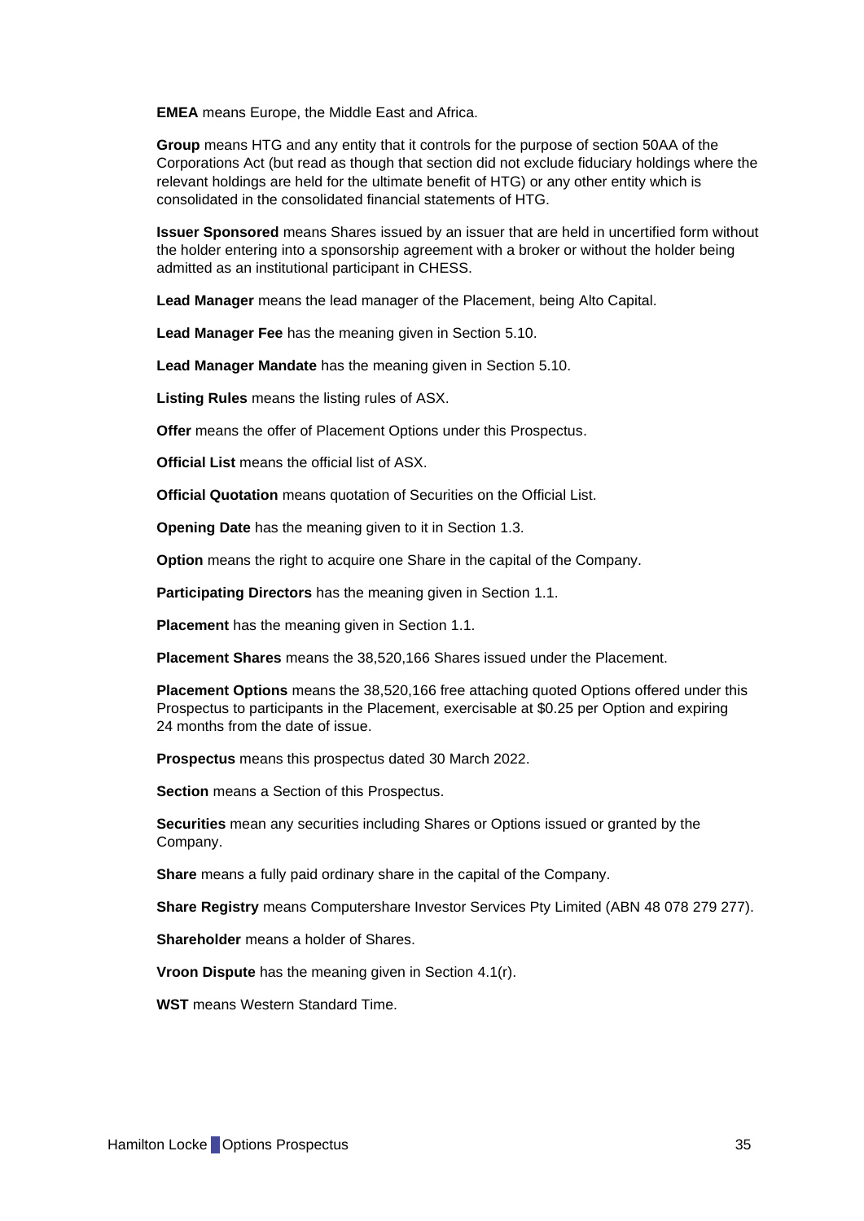**EMEA** means Europe, the Middle East and Africa.

**Group** means HTG and any entity that it controls for the purpose of section 50AA of the Corporations Act (but read as though that section did not exclude fiduciary holdings where the relevant holdings are held for the ultimate benefit of HTG) or any other entity which is consolidated in the consolidated financial statements of HTG.

**Issuer Sponsored** means Shares issued by an issuer that are held in uncertified form without the holder entering into a sponsorship agreement with a broker or without the holder being admitted as an institutional participant in CHESS.

**Lead Manager** means the lead manager of the Placement, being Alto Capital.

**Lead Manager Fee** has the meaning given in Section 5.10.

**Lead Manager Mandate** has the meaning given in Section 5.10.

**Listing Rules** means the listing rules of ASX.

**Offer** means the offer of Placement Options under this Prospectus.

**Official List** means the official list of ASX.

**Official Quotation** means quotation of Securities on the Official List.

**Opening Date** has the meaning given to it in Section 1.3.

**Option** means the right to acquire one Share in the capital of the Company.

**Participating Directors** has the meaning given in Section 1.1.

**Placement** has the meaning given in Section 1.1.

**Placement Shares** means the 38,520,166 Shares issued under the Placement.

**Placement Options** means the 38,520,166 free attaching quoted Options offered under this Prospectus to participants in the Placement, exercisable at $0.25 per Option and expiring 24 months from the date of issue.

**Prospectus** means this prospectus dated 30 March 2022.

**Section** means a Section of this Prospectus.

**Securities** mean any securities including Shares or Options issued or granted by the Company.

**Share** means a fully paid ordinary share in the capital of the Company.

**Share Registry** means Computershare Investor Services Pty Limited (ABN 48 078 279 277).

**Shareholder** means a holder of Shares.

**Vroon Dispute** has the meaning given in Section 4.1(r).

**WST** means Western Standard Time.